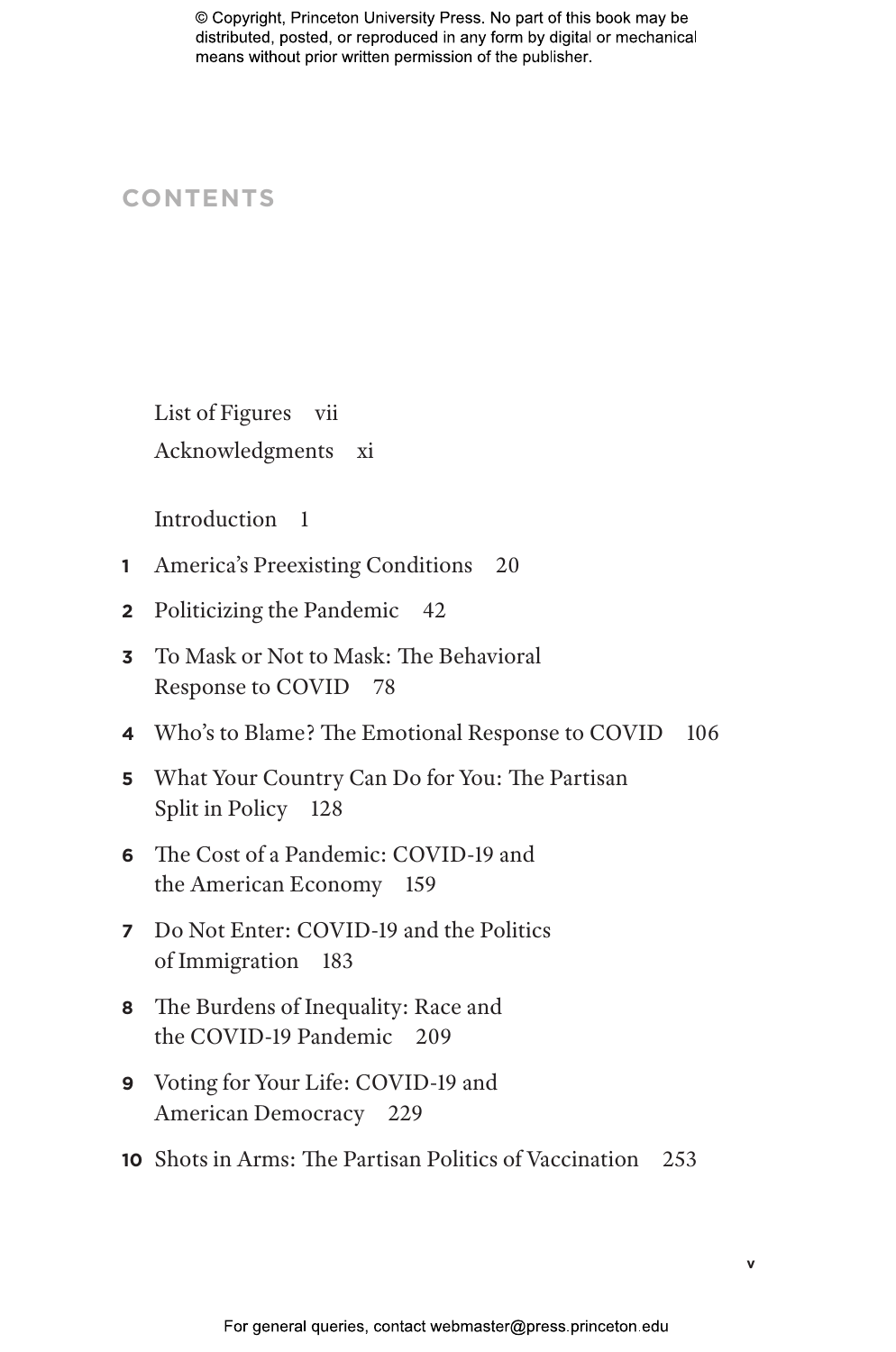# CONTENTS

List of Figures vii

Acknowledgments xi

Introduction 1

1 America's Preexisting Conditions 20

2 Politicizing the Pandemic 42

3 To Mask or Not to Mask: The Behavioral Response to COVID 78

4 Who's to Blame? The Emotional Response to COVID 106

5 What Your Country Can Do for You: The Partisan Split in Policy 128

6 The Cost of a Pandemic: COVID-19 and the American Economy 159

7 Do Not Enter: COVID-19 and the Politics of Immigration 183

8 The Burdens of Inequality: Race and the COVID-19 Pandemic 209

9 Voting for Your Life: COVID-19 and American Democracy 229

10 Shots in Arms: The Partisan Politics of Vaccination 253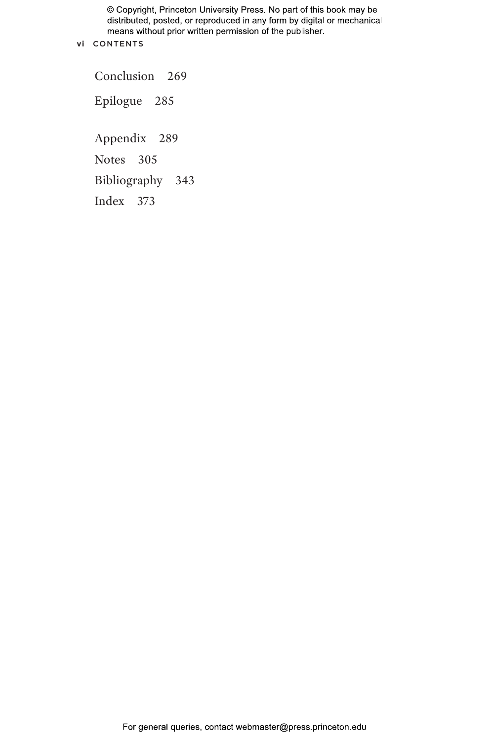Conclusion 269

Epilogue 285

Appendix 289

Notes 305

Bibliography 343

Index 373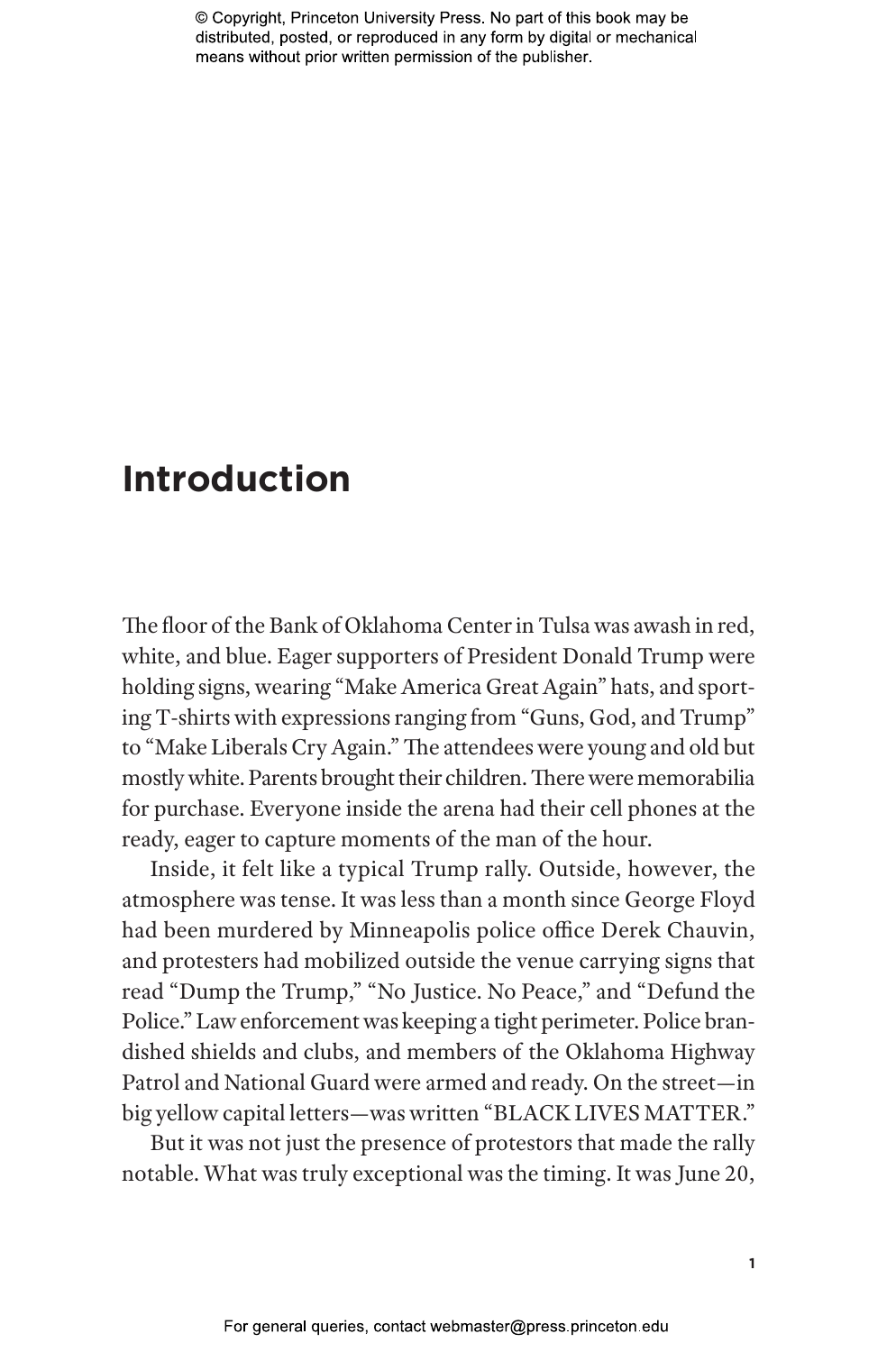# Introduction

The floor of the Bank of Oklahoma Center in Tulsa was awash in red, white, and blue. Eager supporters of President Donald Trump were holding signs, wearing "Make America Great Again" hats, and sporting T-shirts with expressions ranging from "Guns, God, and Trump" to "Make Liberals Cry Again." The attendees were young and old but mostly white. Parents brought their children. There were memorabilia for purchase. Everyone inside the arena had their cell phones at the ready, eager to capture moments of the man of the hour.

Inside, it felt like a typical Trump rally. Outside, however, the atmosphere was tense. It was less than a month since George Floyd had been murdered by Minneapolis police office Derek Chauvin, and protesters had mobilized outside the venue carrying signs that read "Dump the Trump," "No Justice. No Peace," and "Defund the Police." Law enforcement was keeping a tight perimeter. Police brandished shields and clubs, and members of the Oklahoma Highway Patrol and National Guard were armed and ready. On the street—in big yellow capital letters—was written "BLACK LIVES MATTER."

But it was not just the presence of protestors that made the rally notable. What was truly exceptional was the timing. It was June 20,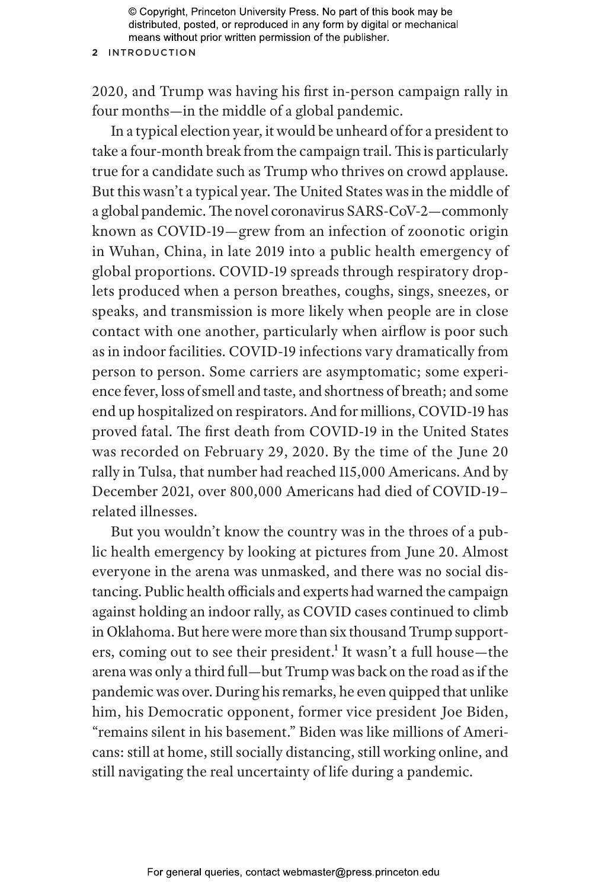2020, and Trump was having his first in-person campaign rally in four months—in the middle of a global pandemic.

In a typical election year, it would be unheard of for a president to take a four-month break from the campaign trail. This is particularly true for a candidate such as Trump who thrives on crowd applause. But this wasn't a typical year. The United States was in the middle of a global pandemic. The novel coronavirus SARS-CoV-2—commonly known as COVID-19—grew from an infection of zoonotic origin in Wuhan, China, in late 2019 into a public health emergency of global proportions. COVID-19 spreads through respiratory droplets produced when a person breathes, coughs, sings, sneezes, or speaks, and transmission is more likely when people are in close contact with one another, particularly when airflow is poor such as in indoor facilities. COVID-19 infections vary dramatically from person to person. Some carriers are asymptomatic; some experience fever, loss of smell and taste, and shortness of breath; and some end up hospitalized on respirators. And for millions, COVID-19 has proved fatal. The first death from COVID-19 in the United States was recorded on February 29, 2020. By the time of the June 20 rally in Tulsa, that number had reached 115,000 Americans. And by December 2021, over 800,000 Americans had died of COVID-19–related illnesses.

But you wouldn't know the country was in the throes of a public health emergency by looking at pictures from June 20. Almost everyone in the arena was unmasked, and there was no social distancing. Public health officials and experts had warned the campaign against holding an indoor rally, as COVID cases continued to climb in Oklahoma. But here were more than six thousand Trump supporters, coming out to see their president.[1] It wasn't a full house—the arena was only a third full—but Trump was back on the road as if the pandemic was over. During his remarks, he even quipped that unlike him, his Democratic opponent, former vice president Joe Biden, "remains silent in his basement." Biden was like millions of Americans: still at home, still socially distancing, still working online, and still navigating the real uncertainty of life during a pandemic.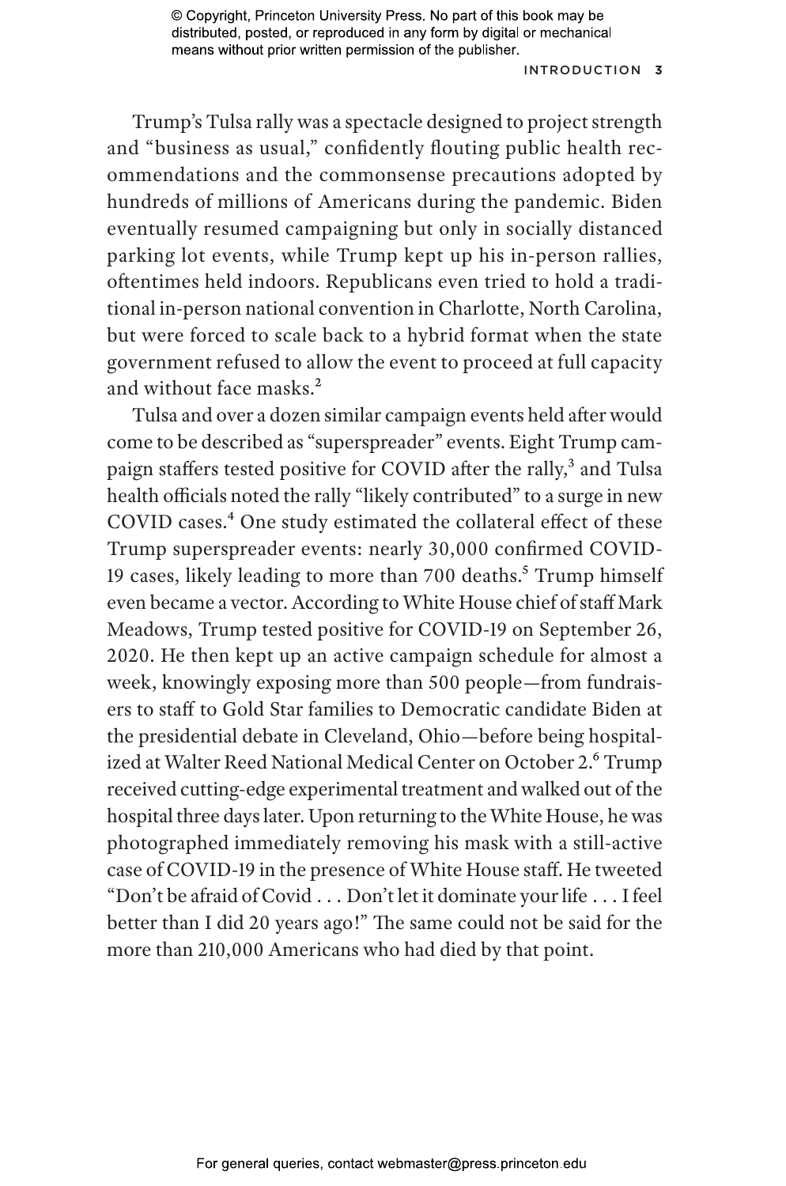Trump's Tulsa rally was a spectacle designed to project strength and "business as usual," confidently flouting public health recommendations and the commonsense precautions adopted by hundreds of millions of Americans during the pandemic. Biden eventually resumed campaigning but only in socially distanced parking lot events, while Trump kept up his in-person rallies, oftentimes held indoors. Republicans even tried to hold a traditional in-person national convention in Charlotte, North Carolina, but were forced to scale back to a hybrid format when the state government refused to allow the event to proceed at full capacity and without face masks.[2]

Tulsa and over a dozen similar campaign events held after would come to be described as "superspreader" events. Eight Trump campaign staffers tested positive for COVID after the rally,[3] and Tulsa health officials noted the rally "likely contributed" to a surge in new COVID cases.[4] One study estimated the collateral effect of these Trump superspreader events: nearly 30,000 confirmed COVID-19 cases, likely leading to more than 700 deaths.[5] Trump himself even became a vector. According to White House chief of staff Mark Meadows, Trump tested positive for COVID-19 on September 26, 2020. He then kept up an active campaign schedule for almost a week, knowingly exposing more than 500 people—from fundraisers to staff to Gold Star families to Democratic candidate Biden at the presidential debate in Cleveland, Ohio—before being hospitalized at Walter Reed National Medical Center on October 2.[6] Trump received cutting-edge experimental treatment and walked out of the hospital three days later. Upon returning to the White House, he was photographed immediately removing his mask with a still-active case of COVID-19 in the presence of White House staff. He tweeted "Don't be afraid of Covid . . . Don't let it dominate your life . . . I feel better than I did 20 years ago!" The same could not be said for the more than 210,000 Americans who had died by that point.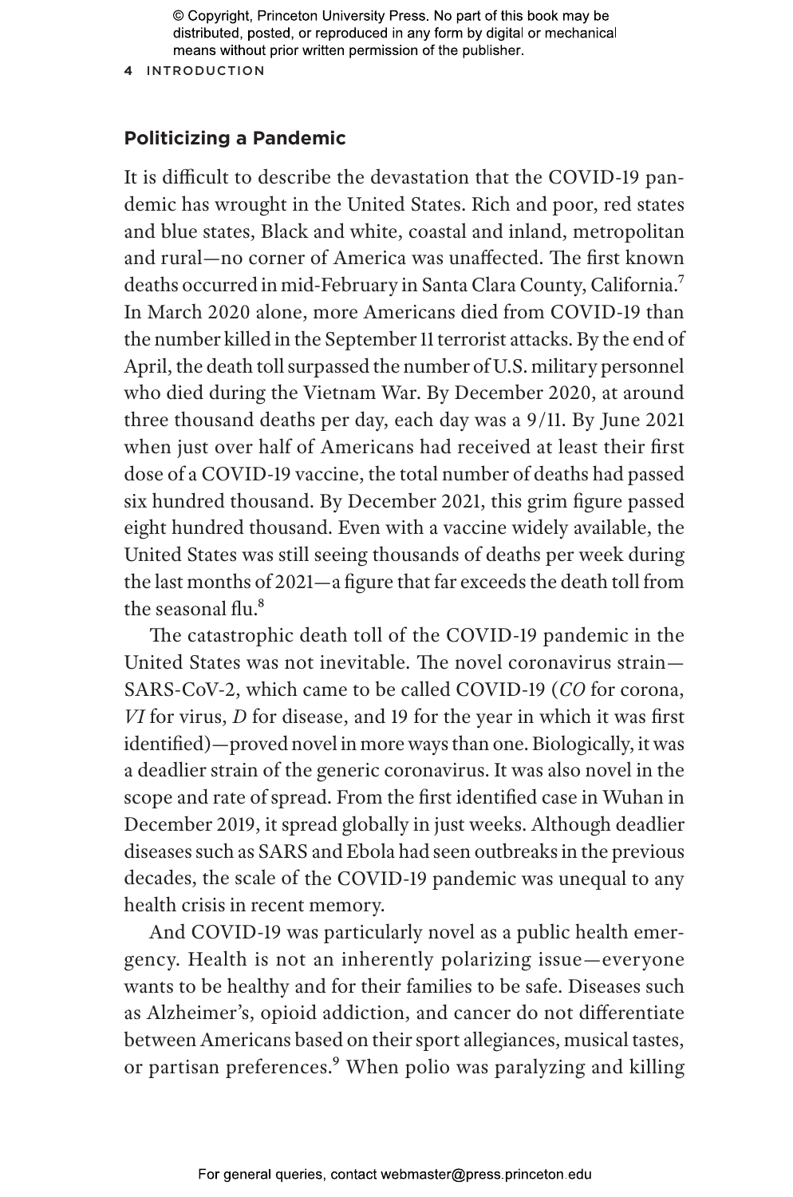## Politicizing a Pandemic

It is difficult to describe the devastation that the COVID-19 pandemic has wrought in the United States. Rich and poor, red states and blue states, Black and white, coastal and inland, metropolitan and rural—no corner of America was unaffected. The first known deaths occurred in mid-February in Santa Clara County, California.[7] In March 2020 alone, more Americans died from COVID-19 than the number killed in the September 11 terrorist attacks. By the end of April, the death toll surpassed the number of U.S. military personnel who died during the Vietnam War. By December 2020, at around three thousand deaths per day, each day was a 9/11. By June 2021 when just over half of Americans had received at least their first dose of a COVID-19 vaccine, the total number of deaths had passed six hundred thousand. By December 2021, this grim figure passed eight hundred thousand. Even with a vaccine widely available, the United States was still seeing thousands of deaths per week during the last months of 2021—a figure that far exceeds the death toll from the seasonal flu.[8]

The catastrophic death toll of the COVID-19 pandemic in the United States was not inevitable. The novel coronavirus strain—SARS-CoV-2, which came to be called COVID-19 (*CO* for corona, *VI* for virus, *D* for disease, and 19 for the year in which it was first identified)—proved novel in more ways than one. Biologically, it was a deadlier strain of the generic coronavirus. It was also novel in the scope and rate of spread. From the first identified case in Wuhan in December 2019, it spread globally in just weeks. Although deadlier diseases such as SARS and Ebola had seen outbreaks in the previous decades, the scale of the COVID-19 pandemic was unequal to any health crisis in recent memory.

And COVID-19 was particularly novel as a public health emergency. Health is not an inherently polarizing issue—everyone wants to be healthy and for their families to be safe. Diseases such as Alzheimer's, opioid addiction, and cancer do not differentiate between Americans based on their sport allegiances, musical tastes, or partisan preferences.[9] When polio was paralyzing and killing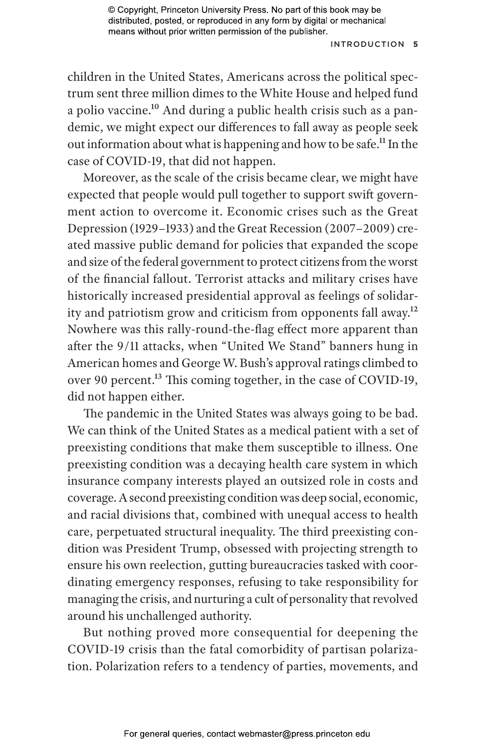children in the United States, Americans across the political spectrum sent three million dimes to the White House and helped fund a polio vaccine.[10] And during a public health crisis such as a pandemic, we might expect our differences to fall away as people seek out information about what is happening and how to be safe.[11] In the case of COVID-19, that did not happen.

Moreover, as the scale of the crisis became clear, we might have expected that people would pull together to support swift government action to overcome it. Economic crises such as the Great Depression (1929–1933) and the Great Recession (2007–2009) created massive public demand for policies that expanded the scope and size of the federal government to protect citizens from the worst of the financial fallout. Terrorist attacks and military crises have historically increased presidential approval as feelings of solidarity and patriotism grow and criticism from opponents fall away.[12] Nowhere was this rally-round-the-flag effect more apparent than after the 9/11 attacks, when "United We Stand" banners hung in American homes and George W. Bush's approval ratings climbed to over 90 percent.[13] This coming together, in the case of COVID-19, did not happen either.

The pandemic in the United States was always going to be bad. We can think of the United States as a medical patient with a set of preexisting conditions that make them susceptible to illness. One preexisting condition was a decaying health care system in which insurance company interests played an outsized role in costs and coverage. A second preexisting condition was deep social, economic, and racial divisions that, combined with unequal access to health care, perpetuated structural inequality. The third preexisting condition was President Trump, obsessed with projecting strength to ensure his own reelection, gutting bureaucracies tasked with coordinating emergency responses, refusing to take responsibility for managing the crisis, and nurturing a cult of personality that revolved around his unchallenged authority.

But nothing proved more consequential for deepening the COVID-19 crisis than the fatal comorbidity of partisan polarization. Polarization refers to a tendency of parties, movements, and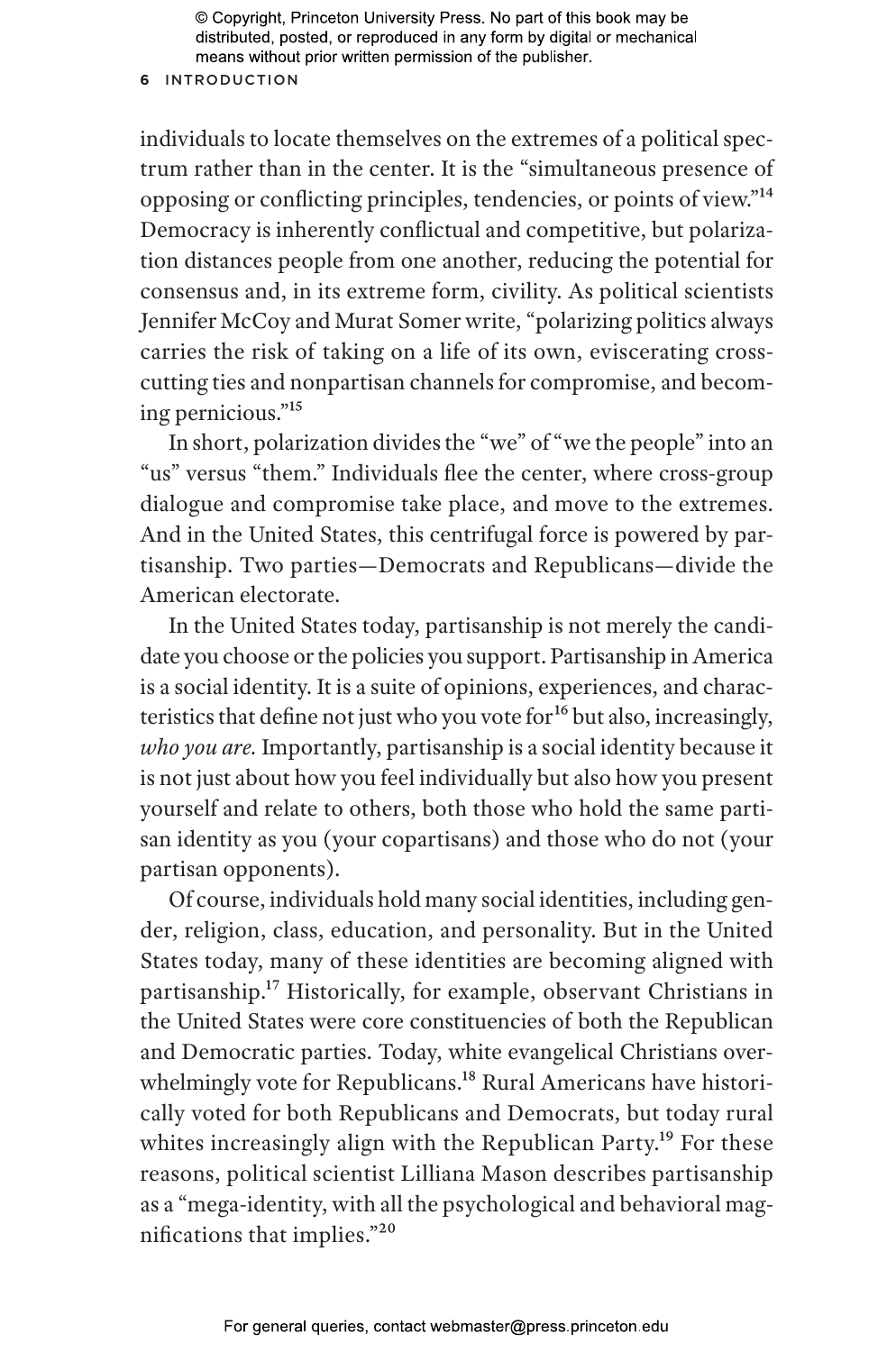individuals to locate themselves on the extremes of a political spectrum rather than in the center. It is the "simultaneous presence of opposing or conflicting principles, tendencies, or points of view."[14] Democracy is inherently conflictual and competitive, but polarization distances people from one another, reducing the potential for consensus and, in its extreme form, civility. As political scientists Jennifer McCoy and Murat Somer write, "polarizing politics always carries the risk of taking on a life of its own, eviscerating cross-cutting ties and nonpartisan channels for compromise, and becoming pernicious."[15]

In short, polarization divides the "we" of "we the people" into an "us" versus "them." Individuals flee the center, where cross-group dialogue and compromise take place, and move to the extremes. And in the United States, this centrifugal force is powered by partisanship. Two parties—Democrats and Republicans—divide the American electorate.

In the United States today, partisanship is not merely the candidate you choose or the policies you support. Partisanship in America is a social identity. It is a suite of opinions, experiences, and characteristics that define not just who you vote for[16] but also, increasingly, *who you are.* Importantly, partisanship is a social identity because it is not just about how you feel individually but also how you present yourself and relate to others, both those who hold the same partisan identity as you (your copartisans) and those who do not (your partisan opponents).

Of course, individuals hold many social identities, including gender, religion, class, education, and personality. But in the United States today, many of these identities are becoming aligned with partisanship.[17] Historically, for example, observant Christians in the United States were core constituencies of both the Republican and Democratic parties. Today, white evangelical Christians overwhelmingly vote for Republicans.[18] Rural Americans have historically voted for both Republicans and Democrats, but today rural whites increasingly align with the Republican Party.[19] For these reasons, political scientist Lilliana Mason describes partisanship as a "mega-identity, with all the psychological and behavioral magnifications that implies."[20]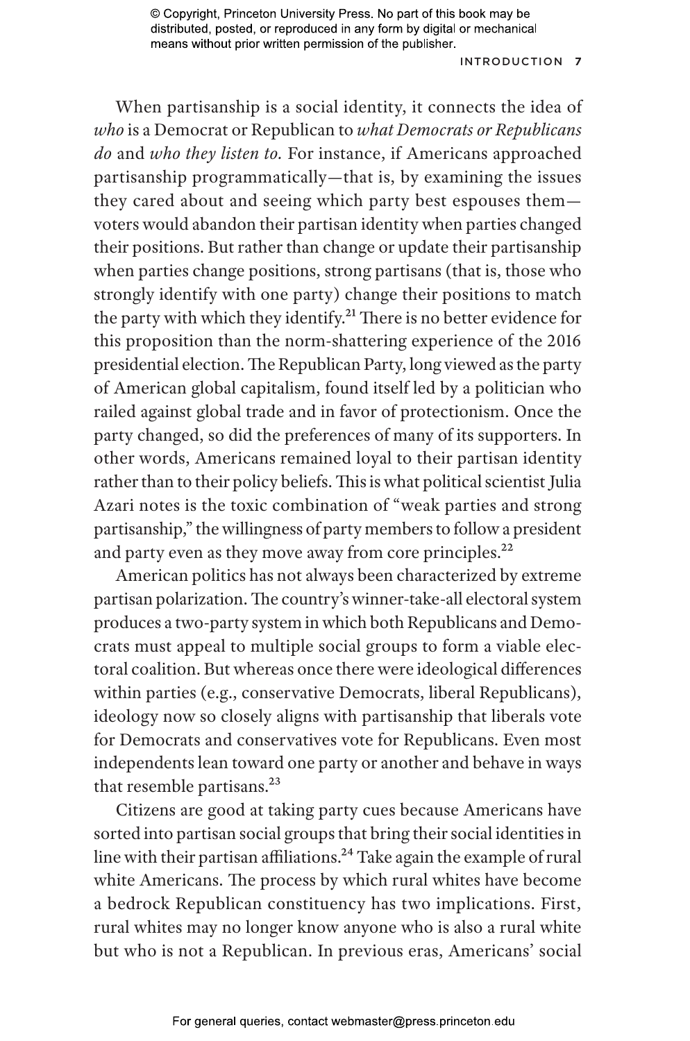When partisanship is a social identity, it connects the idea of *who* is a Democrat or Republican to *what Democrats or Republicans do* and *who they listen to.* For instance, if Americans approached partisanship programmatically—that is, by examining the issues they cared about and seeing which party best espouses them—voters would abandon their partisan identity when parties changed their positions. But rather than change or update their partisanship when parties change positions, strong partisans (that is, those who strongly identify with one party) change their positions to match the party with which they identify.[21] There is no better evidence for this proposition than the norm-shattering experience of the 2016 presidential election. The Republican Party, long viewed as the party of American global capitalism, found itself led by a politician who railed against global trade and in favor of protectionism. Once the party changed, so did the preferences of many of its supporters. In other words, Americans remained loyal to their partisan identity rather than to their policy beliefs. This is what political scientist Julia Azari notes is the toxic combination of "weak parties and strong partisanship," the willingness of party members to follow a president and party even as they move away from core principles.[22]

American politics has not always been characterized by extreme partisan polarization. The country's winner-take-all electoral system produces a two-party system in which both Republicans and Democrats must appeal to multiple social groups to form a viable electoral coalition. But whereas once there were ideological differences within parties (e.g., conservative Democrats, liberal Republicans), ideology now so closely aligns with partisanship that liberals vote for Democrats and conservatives vote for Republicans. Even most independents lean toward one party or another and behave in ways that resemble partisans.[23]

Citizens are good at taking party cues because Americans have sorted into partisan social groups that bring their social identities in line with their partisan affiliations.[24] Take again the example of rural white Americans. The process by which rural whites have become a bedrock Republican constituency has two implications. First, rural whites may no longer know anyone who is also a rural white but who is not a Republican. In previous eras, Americans' social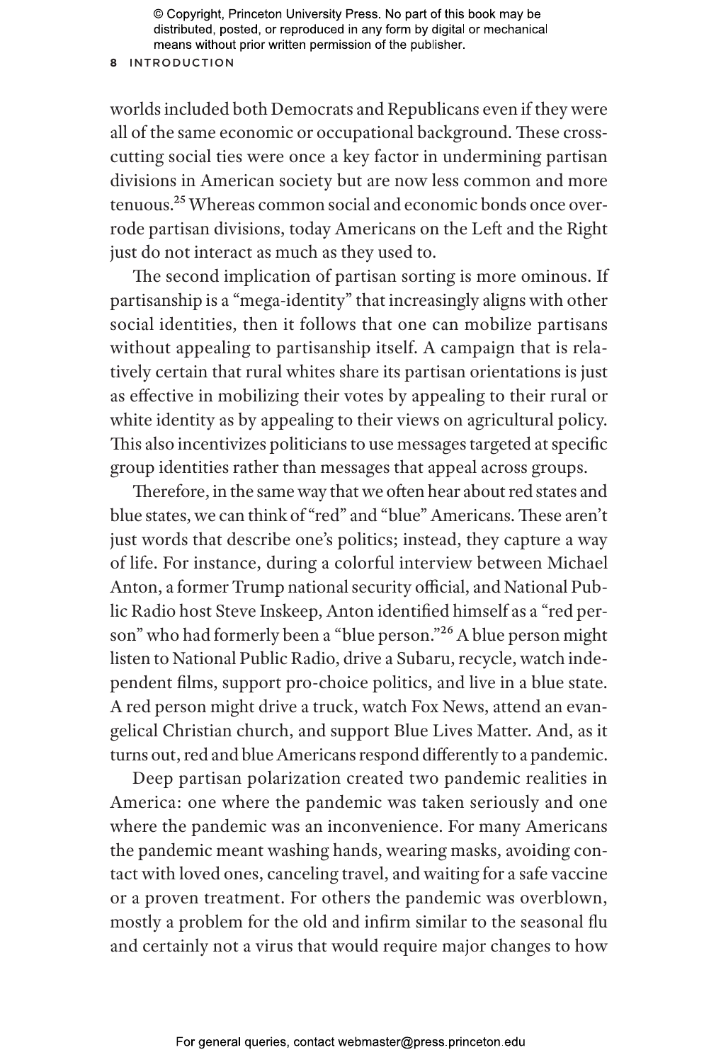worlds included both Democrats and Republicans even if they were all of the same economic or occupational background. These cross-cutting social ties were once a key factor in undermining partisan divisions in American society but are now less common and more tenuous.[25] Whereas common social and economic bonds once overrode partisan divisions, today Americans on the Left and the Right just do not interact as much as they used to.

The second implication of partisan sorting is more ominous. If partisanship is a "mega-identity" that increasingly aligns with other social identities, then it follows that one can mobilize partisans without appealing to partisanship itself. A campaign that is relatively certain that rural whites share its partisan orientations is just as effective in mobilizing their votes by appealing to their rural or white identity as by appealing to their views on agricultural policy. This also incentivizes politicians to use messages targeted at specific group identities rather than messages that appeal across groups.

Therefore, in the same way that we often hear about red states and blue states, we can think of "red" and "blue" Americans. These aren't just words that describe one's politics; instead, they capture a way of life. For instance, during a colorful interview between Michael Anton, a former Trump national security official, and National Public Radio host Steve Inskeep, Anton identified himself as a "red person" who had formerly been a "blue person."[26] A blue person might listen to National Public Radio, drive a Subaru, recycle, watch independent films, support pro-choice politics, and live in a blue state. A red person might drive a truck, watch Fox News, attend an evangelical Christian church, and support Blue Lives Matter. And, as it turns out, red and blue Americans respond differently to a pandemic.

Deep partisan polarization created two pandemic realities in America: one where the pandemic was taken seriously and one where the pandemic was an inconvenience. For many Americans the pandemic meant washing hands, wearing masks, avoiding contact with loved ones, canceling travel, and waiting for a safe vaccine or a proven treatment. For others the pandemic was overblown, mostly a problem for the old and infirm similar to the seasonal flu and certainly not a virus that would require major changes to how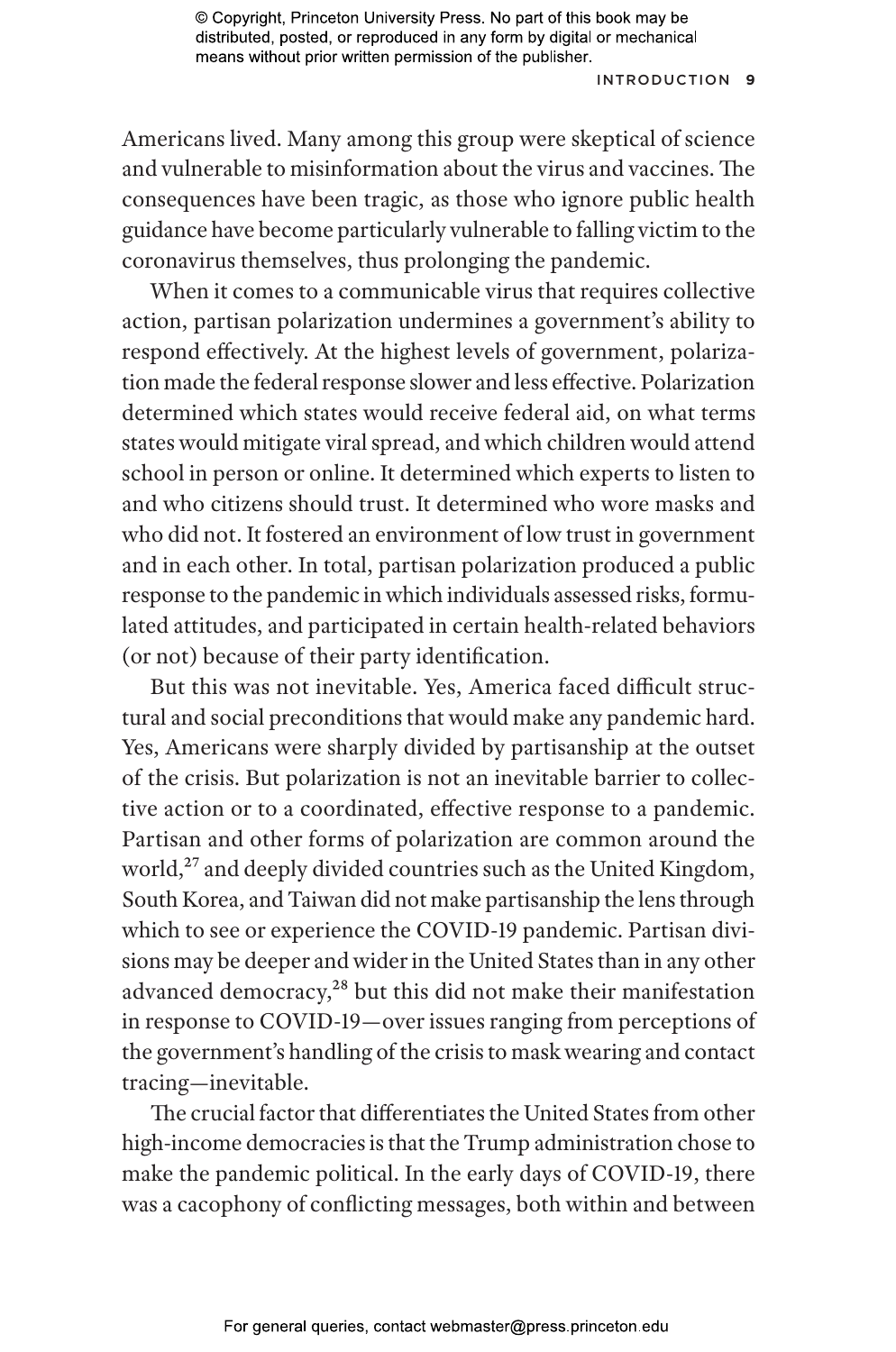Americans lived. Many among this group were skeptical of science and vulnerable to misinformation about the virus and vaccines. The consequences have been tragic, as those who ignore public health guidance have become particularly vulnerable to falling victim to the coronavirus themselves, thus prolonging the pandemic.

When it comes to a communicable virus that requires collective action, partisan polarization undermines a government's ability to respond effectively. At the highest levels of government, polarization made the federal response slower and less effective. Polarization determined which states would receive federal aid, on what terms states would mitigate viral spread, and which children would attend school in person or online. It determined which experts to listen to and who citizens should trust. It determined who wore masks and who did not. It fostered an environment of low trust in government and in each other. In total, partisan polarization produced a public response to the pandemic in which individuals assessed risks, formulated attitudes, and participated in certain health-related behaviors (or not) because of their party identification.

But this was not inevitable. Yes, America faced difficult structural and social preconditions that would make any pandemic hard. Yes, Americans were sharply divided by partisanship at the outset of the crisis. But polarization is not an inevitable barrier to collective action or to a coordinated, effective response to a pandemic. Partisan and other forms of polarization are common around the world,[27] and deeply divided countries such as the United Kingdom, South Korea, and Taiwan did not make partisanship the lens through which to see or experience the COVID-19 pandemic. Partisan divisions may be deeper and wider in the United States than in any other advanced democracy,[28] but this did not make their manifestation in response to COVID-19—over issues ranging from perceptions of the government's handling of the crisis to mask wearing and contact tracing—inevitable.

The crucial factor that differentiates the United States from other high-income democracies is that the Trump administration chose to make the pandemic political. In the early days of COVID-19, there was a cacophony of conflicting messages, both within and between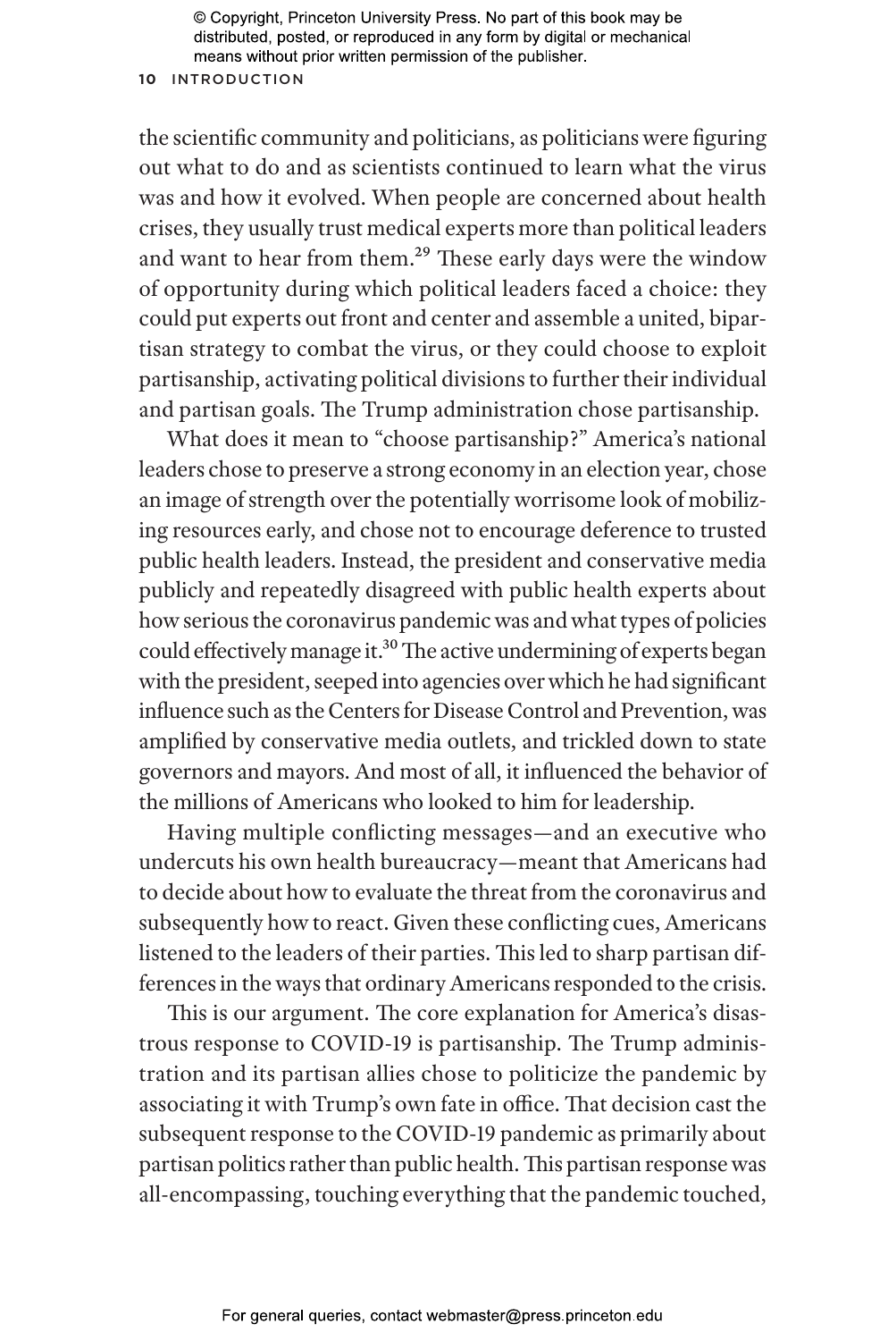the scientific community and politicians, as politicians were figuring out what to do and as scientists continued to learn what the virus was and how it evolved. When people are concerned about health crises, they usually trust medical experts more than political leaders and want to hear from them.[29] These early days were the window of opportunity during which political leaders faced a choice: they could put experts out front and center and assemble a united, bipartisan strategy to combat the virus, or they could choose to exploit partisanship, activating political divisions to further their individual and partisan goals. The Trump administration chose partisanship.

What does it mean to "choose partisanship?" America's national leaders chose to preserve a strong economy in an election year, chose an image of strength over the potentially worrisome look of mobilizing resources early, and chose not to encourage deference to trusted public health leaders. Instead, the president and conservative media publicly and repeatedly disagreed with public health experts about how serious the coronavirus pandemic was and what types of policies could effectively manage it.[30] The active undermining of experts began with the president, seeped into agencies over which he had significant influence such as the Centers for Disease Control and Prevention, was amplified by conservative media outlets, and trickled down to state governors and mayors. And most of all, it influenced the behavior of the millions of Americans who looked to him for leadership.

Having multiple conflicting messages—and an executive who undercuts his own health bureaucracy—meant that Americans had to decide about how to evaluate the threat from the coronavirus and subsequently how to react. Given these conflicting cues, Americans listened to the leaders of their parties. This led to sharp partisan differences in the ways that ordinary Americans responded to the crisis.

This is our argument. The core explanation for America's disastrous response to COVID-19 is partisanship. The Trump administration and its partisan allies chose to politicize the pandemic by associating it with Trump's own fate in office. That decision cast the subsequent response to the COVID-19 pandemic as primarily about partisan politics rather than public health. This partisan response was all-encompassing, touching everything that the pandemic touched,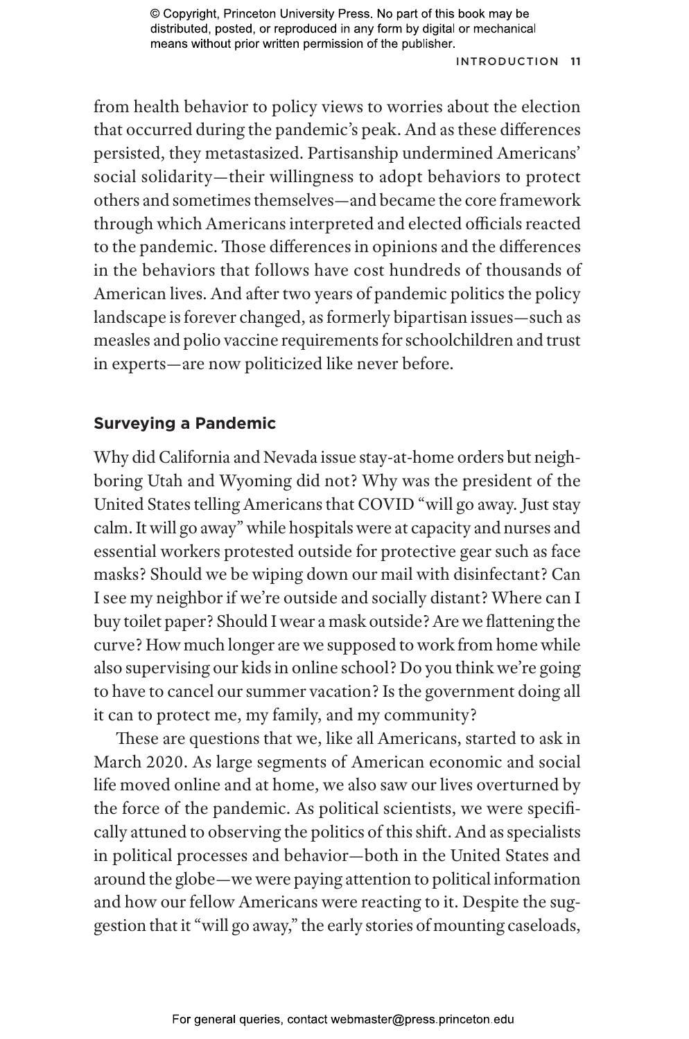from health behavior to policy views to worries about the election that occurred during the pandemic's peak. And as these differences persisted, they metastasized. Partisanship undermined Americans' social solidarity—their willingness to adopt behaviors to protect others and sometimes themselves—and became the core framework through which Americans interpreted and elected officials reacted to the pandemic. Those differences in opinions and the differences in the behaviors that follows have cost hundreds of thousands of American lives. And after two years of pandemic politics the policy landscape is forever changed, as formerly bipartisan issues—such as measles and polio vaccine requirements for schoolchildren and trust in experts—are now politicized like never before.

## Surveying a Pandemic

Why did California and Nevada issue stay-at-home orders but neighboring Utah and Wyoming did not? Why was the president of the United States telling Americans that COVID "will go away. Just stay calm. It will go away" while hospitals were at capacity and nurses and essential workers protested outside for protective gear such as face masks? Should we be wiping down our mail with disinfectant? Can I see my neighbor if we're outside and socially distant? Where can I buy toilet paper? Should I wear a mask outside? Are we flattening the curve? How much longer are we supposed to work from home while also supervising our kids in online school? Do you think we're going to have to cancel our summer vacation? Is the government doing all it can to protect me, my family, and my community?

These are questions that we, like all Americans, started to ask in March 2020. As large segments of American economic and social life moved online and at home, we also saw our lives overturned by the force of the pandemic. As political scientists, we were specifically attuned to observing the politics of this shift. And as specialists in political processes and behavior—both in the United States and around the globe—we were paying attention to political information and how our fellow Americans were reacting to it. Despite the suggestion that it "will go away," the early stories of mounting caseloads,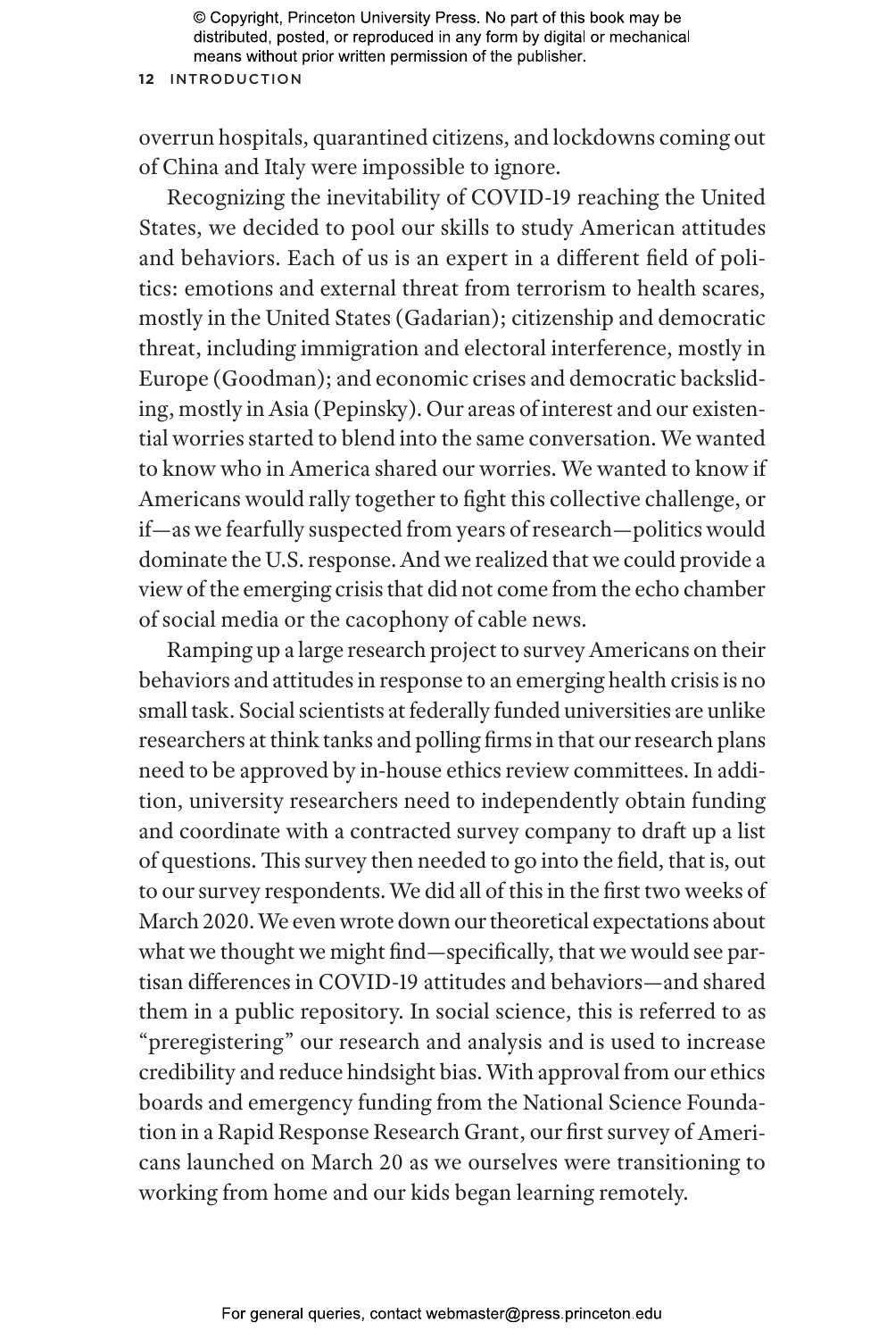overrun hospitals, quarantined citizens, and lockdowns coming out of China and Italy were impossible to ignore.

Recognizing the inevitability of COVID-19 reaching the United States, we decided to pool our skills to study American attitudes and behaviors. Each of us is an expert in a different field of politics: emotions and external threat from terrorism to health scares, mostly in the United States (Gadarian); citizenship and democratic threat, including immigration and electoral interference, mostly in Europe (Goodman); and economic crises and democratic backsliding, mostly in Asia (Pepinsky). Our areas of interest and our existential worries started to blend into the same conversation. We wanted to know who in America shared our worries. We wanted to know if Americans would rally together to fight this collective challenge, or if—as we fearfully suspected from years of research—politics would dominate the U.S. response. And we realized that we could provide a view of the emerging crisis that did not come from the echo chamber of social media or the cacophony of cable news.

Ramping up a large research project to survey Americans on their behaviors and attitudes in response to an emerging health crisis is no small task. Social scientists at federally funded universities are unlike researchers at think tanks and polling firms in that our research plans need to be approved by in-house ethics review committees. In addition, university researchers need to independently obtain funding and coordinate with a contracted survey company to draft up a list of questions. This survey then needed to go into the field, that is, out to our survey respondents. We did all of this in the first two weeks of March 2020. We even wrote down our theoretical expectations about what we thought we might find—specifically, that we would see partisan differences in COVID-19 attitudes and behaviors—and shared them in a public repository. In social science, this is referred to as "preregistering" our research and analysis and is used to increase credibility and reduce hindsight bias. With approval from our ethics boards and emergency funding from the National Science Foundation in a Rapid Response Research Grant, our first survey of Americans launched on March 20 as we ourselves were transitioning to working from home and our kids began learning remotely.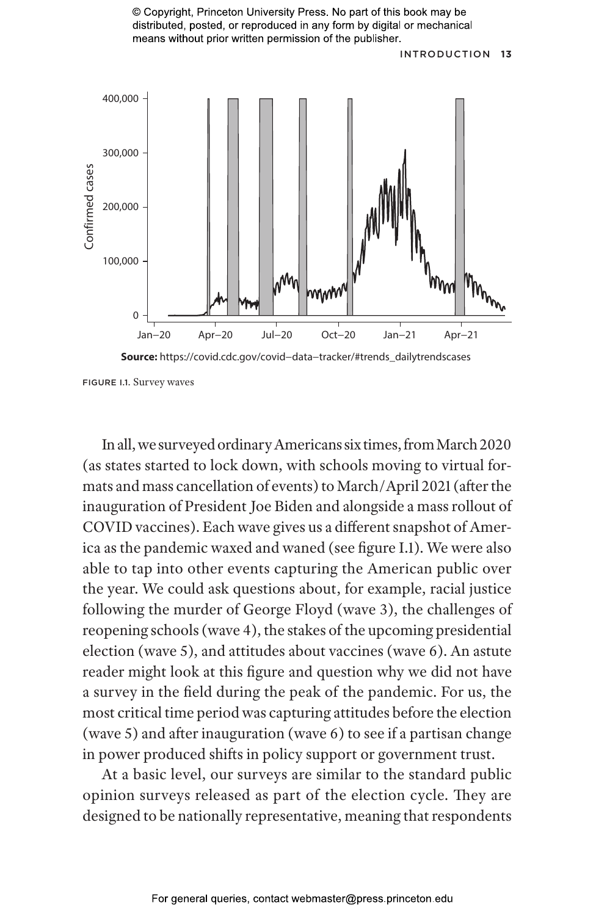**Source:** https://covid.cdc.gov/covid–data–tracker/#trends_dailytrendscases

FIGURE I.1. Survey waves

In all, we surveyed ordinary Americans six times, from March 2020 (as states started to lock down, with schools moving to virtual formats and mass cancellation of events) to March/April 2021 (after the inauguration of President Joe Biden and alongside a mass rollout of COVID vaccines). Each wave gives us a different snapshot of America as the pandemic waxed and waned (see figure I.1). We were also able to tap into other events capturing the American public over the year. We could ask questions about, for example, racial justice following the murder of George Floyd (wave 3), the challenges of reopening schools (wave 4), the stakes of the upcoming presidential election (wave 5), and attitudes about vaccines (wave 6). An astute reader might look at this figure and question why we did not have a survey in the field during the peak of the pandemic. For us, the most critical time period was capturing attitudes before the election (wave 5) and after inauguration (wave 6) to see if a partisan change in power produced shifts in policy support or government trust.

At a basic level, our surveys are similar to the standard public opinion surveys released as part of the election cycle. They are designed to be nationally representative, meaning that respondents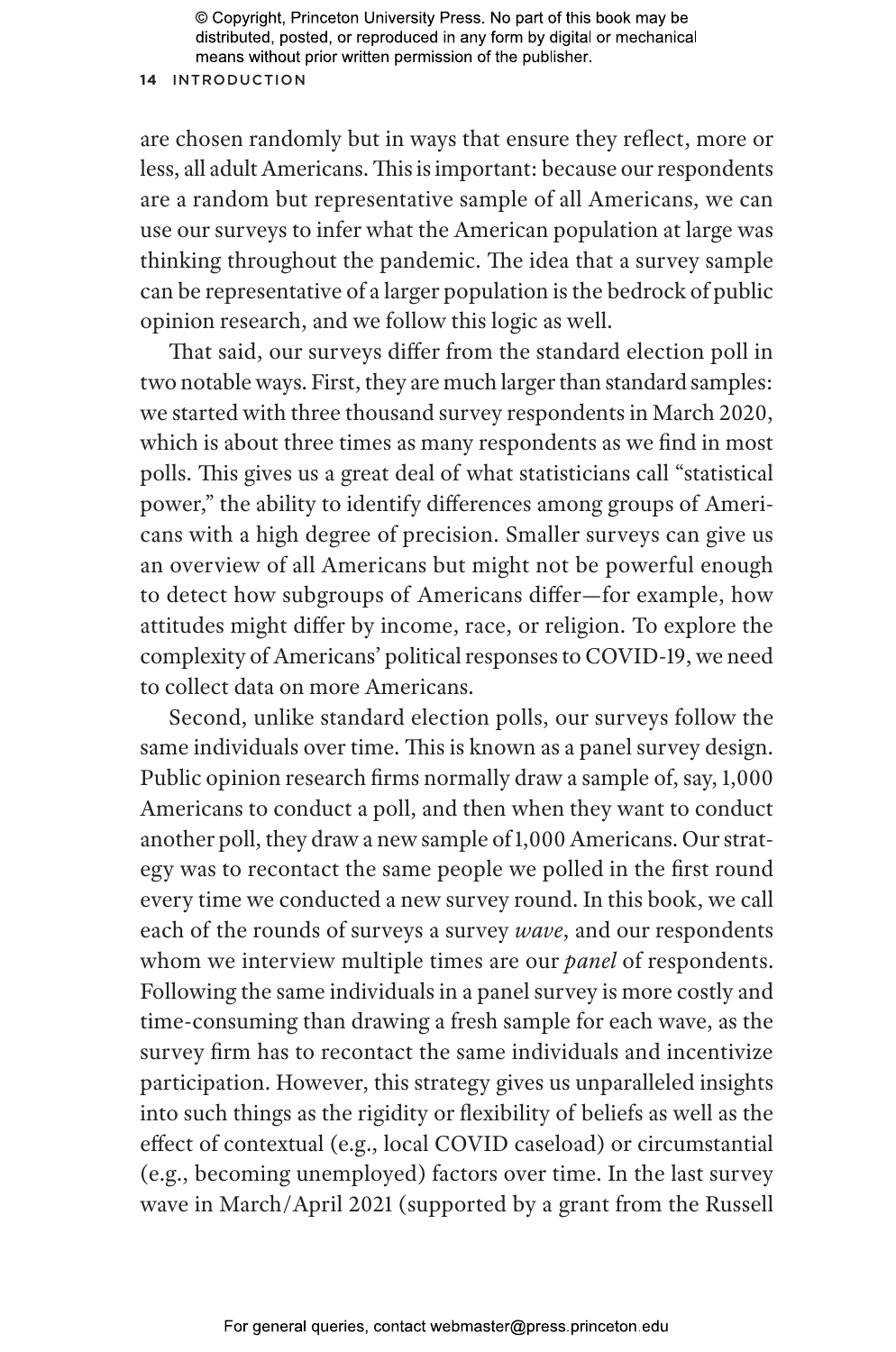are chosen randomly but in ways that ensure they reflect, more or less, all adult Americans. This is important: because our respondents are a random but representative sample of all Americans, we can use our surveys to infer what the American population at large was thinking throughout the pandemic. The idea that a survey sample can be representative of a larger population is the bedrock of public opinion research, and we follow this logic as well.

That said, our surveys differ from the standard election poll in two notable ways. First, they are much larger than standard samples: we started with three thousand survey respondents in March 2020, which is about three times as many respondents as we find in most polls. This gives us a great deal of what statisticians call "statistical power," the ability to identify differences among groups of Americans with a high degree of precision. Smaller surveys can give us an overview of all Americans but might not be powerful enough to detect how subgroups of Americans differ—for example, how attitudes might differ by income, race, or religion. To explore the complexity of Americans' political responses to COVID-19, we need to collect data on more Americans.

Second, unlike standard election polls, our surveys follow the same individuals over time. This is known as a panel survey design. Public opinion research firms normally draw a sample of, say, 1,000 Americans to conduct a poll, and then when they want to conduct another poll, they draw a new sample of 1,000 Americans. Our strategy was to recontact the same people we polled in the first round every time we conducted a new survey round. In this book, we call each of the rounds of surveys a survey *wave*, and our respondents whom we interview multiple times are our *panel* of respondents. Following the same individuals in a panel survey is more costly and time-consuming than drawing a fresh sample for each wave, as the survey firm has to recontact the same individuals and incentivize participation. However, this strategy gives us unparalleled insights into such things as the rigidity or flexibility of beliefs as well as the effect of contextual (e.g., local COVID caseload) or circumstantial (e.g., becoming unemployed) factors over time. In the last survey wave in March/April 2021 (supported by a grant from the Russell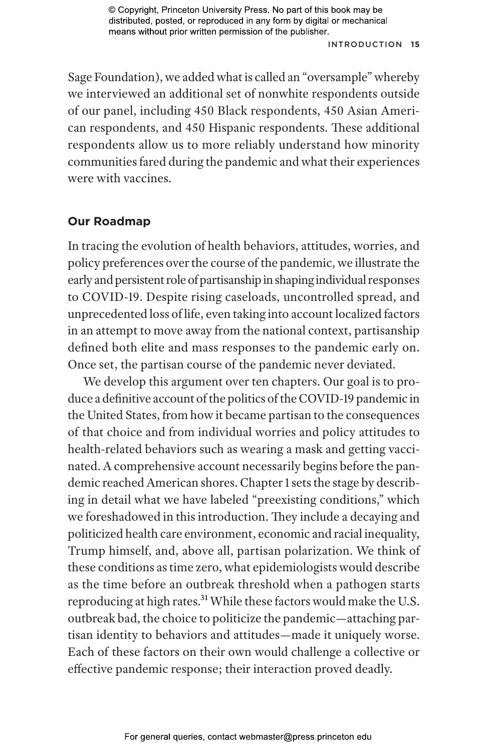Sage Foundation), we added what is called an "oversample" whereby we interviewed an additional set of nonwhite respondents outside of our panel, including 450 Black respondents, 450 Asian American respondents, and 450 Hispanic respondents. These additional respondents allow us to more reliably understand how minority communities fared during the pandemic and what their experiences were with vaccines.

## Our Roadmap

In tracing the evolution of health behaviors, attitudes, worries, and policy preferences over the course of the pandemic, we illustrate the early and persistent role of partisanship in shaping individual responses to COVID-19. Despite rising caseloads, uncontrolled spread, and unprecedented loss of life, even taking into account localized factors in an attempt to move away from the national context, partisanship defined both elite and mass responses to the pandemic early on. Once set, the partisan course of the pandemic never deviated.

We develop this argument over ten chapters. Our goal is to produce a definitive account of the politics of the COVID-19 pandemic in the United States, from how it became partisan to the consequences of that choice and from individual worries and policy attitudes to health-related behaviors such as wearing a mask and getting vaccinated. A comprehensive account necessarily begins before the pandemic reached American shores. Chapter 1 sets the stage by describing in detail what we have labeled "preexisting conditions," which we foreshadowed in this introduction. They include a decaying and politicized health care environment, economic and racial inequality, Trump himself, and, above all, partisan polarization. We think of these conditions as time zero, what epidemiologists would describe as the time before an outbreak threshold when a pathogen starts reproducing at high rates.[31] While these factors would make the U.S. outbreak bad, the choice to politicize the pandemic—attaching partisan identity to behaviors and attitudes—made it uniquely worse. Each of these factors on their own would challenge a collective or effective pandemic response; their interaction proved deadly.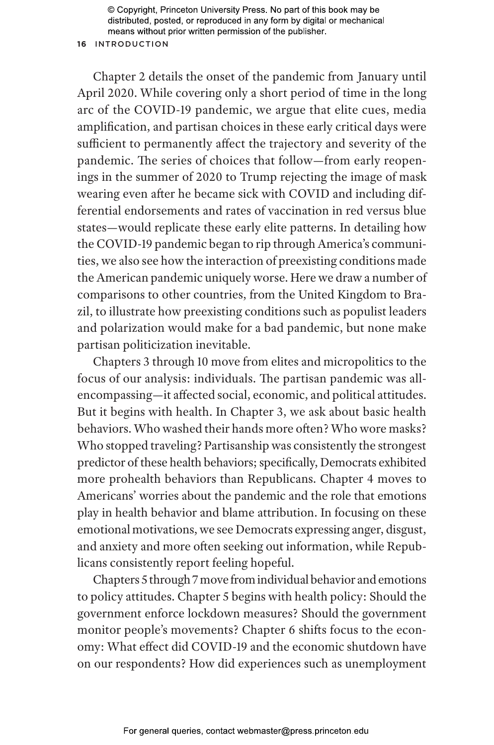Chapter 2 details the onset of the pandemic from January until April 2020. While covering only a short period of time in the long arc of the COVID-19 pandemic, we argue that elite cues, media amplification, and partisan choices in these early critical days were sufficient to permanently affect the trajectory and severity of the pandemic. The series of choices that follow—from early reopenings in the summer of 2020 to Trump rejecting the image of mask wearing even after he became sick with COVID and including differential endorsements and rates of vaccination in red versus blue states—would replicate these early elite patterns. In detailing how the COVID-19 pandemic began to rip through America's communities, we also see how the interaction of preexisting conditions made the American pandemic uniquely worse. Here we draw a number of comparisons to other countries, from the United Kingdom to Brazil, to illustrate how preexisting conditions such as populist leaders and polarization would make for a bad pandemic, but none make partisan politicization inevitable.

Chapters 3 through 10 move from elites and micropolitics to the focus of our analysis: individuals. The partisan pandemic was all-encompassing—it affected social, economic, and political attitudes. But it begins with health. In Chapter 3, we ask about basic health behaviors. Who washed their hands more often? Who wore masks? Who stopped traveling? Partisanship was consistently the strongest predictor of these health behaviors; specifically, Democrats exhibited more prohealth behaviors than Republicans. Chapter 4 moves to Americans' worries about the pandemic and the role that emotions play in health behavior and blame attribution. In focusing on these emotional motivations, we see Democrats expressing anger, disgust, and anxiety and more often seeking out information, while Republicans consistently report feeling hopeful.

Chapters 5 through 7 move from individual behavior and emotions to policy attitudes. Chapter 5 begins with health policy: Should the government enforce lockdown measures? Should the government monitor people's movements? Chapter 6 shifts focus to the economy: What effect did COVID-19 and the economic shutdown have on our respondents? How did experiences such as unemployment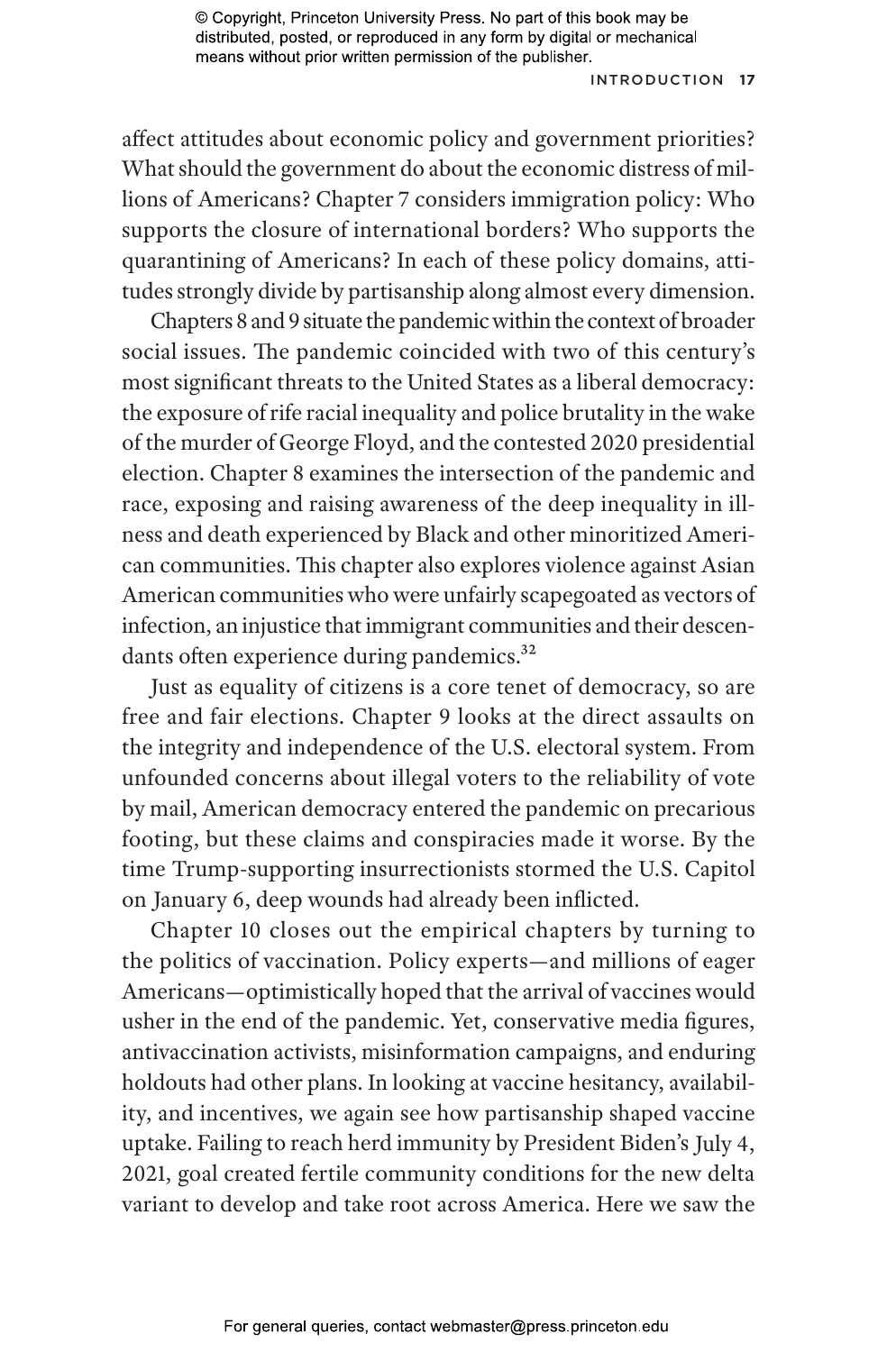affect attitudes about economic policy and government priorities? What should the government do about the economic distress of millions of Americans? Chapter 7 considers immigration policy: Who supports the closure of international borders? Who supports the quarantining of Americans? In each of these policy domains, attitudes strongly divide by partisanship along almost every dimension.

Chapters 8 and 9 situate the pandemic within the context of broader social issues. The pandemic coincided with two of this century's most significant threats to the United States as a liberal democracy: the exposure of rife racial inequality and police brutality in the wake of the murder of George Floyd, and the contested 2020 presidential election. Chapter 8 examines the intersection of the pandemic and race, exposing and raising awareness of the deep inequality in illness and death experienced by Black and other minoritized American communities. This chapter also explores violence against Asian American communities who were unfairly scapegoated as vectors of infection, an injustice that immigrant communities and their descendants often experience during pandemics.[32]

Just as equality of citizens is a core tenet of democracy, so are free and fair elections. Chapter 9 looks at the direct assaults on the integrity and independence of the U.S. electoral system. From unfounded concerns about illegal voters to the reliability of vote by mail, American democracy entered the pandemic on precarious footing, but these claims and conspiracies made it worse. By the time Trump-supporting insurrectionists stormed the U.S. Capitol on January 6, deep wounds had already been inflicted.

Chapter 10 closes out the empirical chapters by turning to the politics of vaccination. Policy experts—and millions of eager Americans—optimistically hoped that the arrival of vaccines would usher in the end of the pandemic. Yet, conservative media figures, antivaccination activists, misinformation campaigns, and enduring holdouts had other plans. In looking at vaccine hesitancy, availability, and incentives, we again see how partisanship shaped vaccine uptake. Failing to reach herd immunity by President Biden's July 4, 2021, goal created fertile community conditions for the new delta variant to develop and take root across America. Here we saw the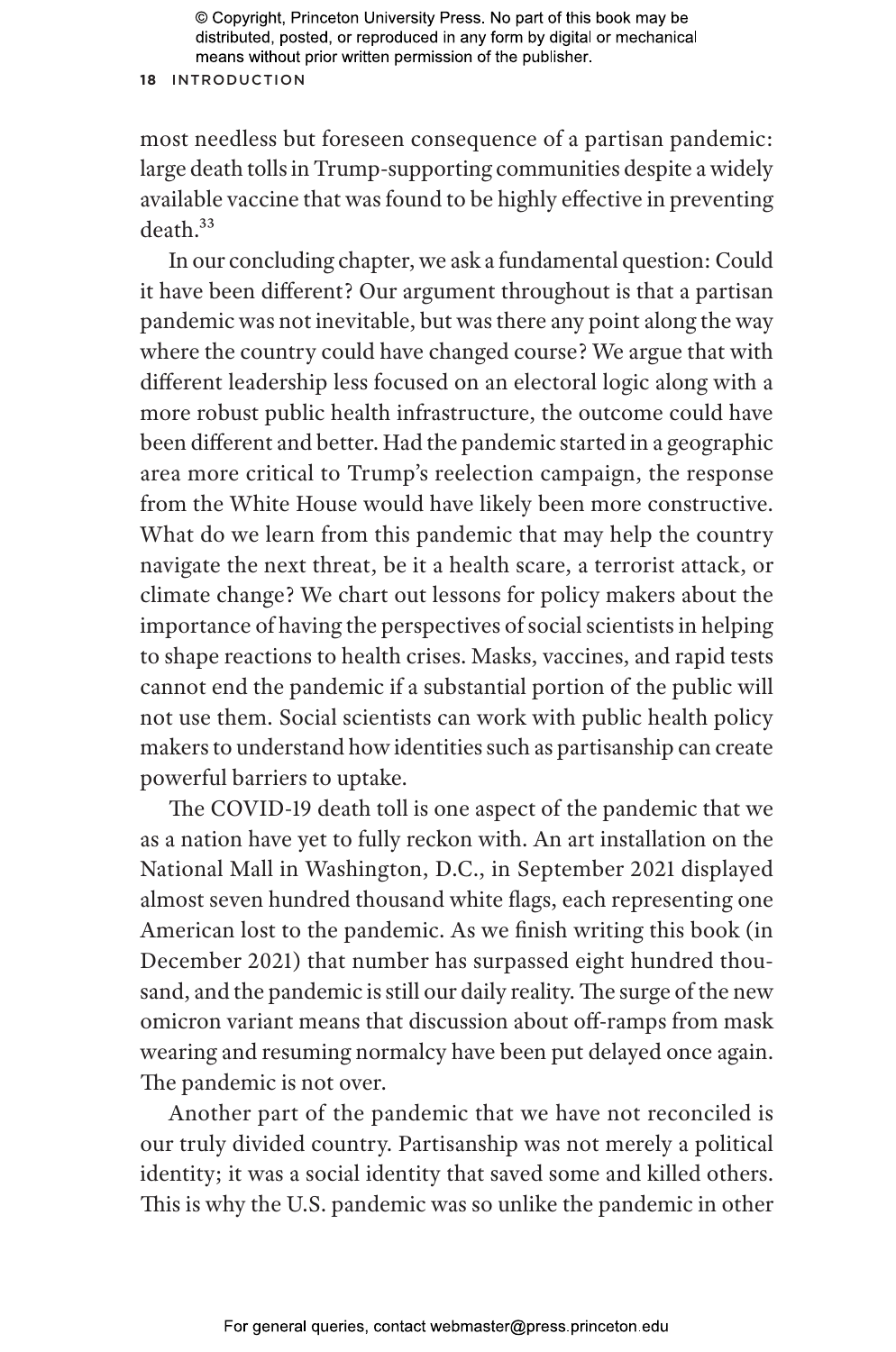most needless but foreseen consequence of a partisan pandemic: large death tolls in Trump-supporting communities despite a widely available vaccine that was found to be highly effective in preventing death.[33]

In our concluding chapter, we ask a fundamental question: Could it have been different? Our argument throughout is that a partisan pandemic was not inevitable, but was there any point along the way where the country could have changed course? We argue that with different leadership less focused on an electoral logic along with a more robust public health infrastructure, the outcome could have been different and better. Had the pandemic started in a geographic area more critical to Trump's reelection campaign, the response from the White House would have likely been more constructive. What do we learn from this pandemic that may help the country navigate the next threat, be it a health scare, a terrorist attack, or climate change? We chart out lessons for policy makers about the importance of having the perspectives of social scientists in helping to shape reactions to health crises. Masks, vaccines, and rapid tests cannot end the pandemic if a substantial portion of the public will not use them. Social scientists can work with public health policy makers to understand how identities such as partisanship can create powerful barriers to uptake.

The COVID-19 death toll is one aspect of the pandemic that we as a nation have yet to fully reckon with. An art installation on the National Mall in Washington, D.C., in September 2021 displayed almost seven hundred thousand white flags, each representing one American lost to the pandemic. As we finish writing this book (in December 2021) that number has surpassed eight hundred thousand, and the pandemic is still our daily reality. The surge of the new omicron variant means that discussion about off-ramps from mask wearing and resuming normalcy have been put delayed once again. The pandemic is not over.

Another part of the pandemic that we have not reconciled is our truly divided country. Partisanship was not merely a political identity; it was a social identity that saved some and killed others. This is why the U.S. pandemic was so unlike the pandemic in other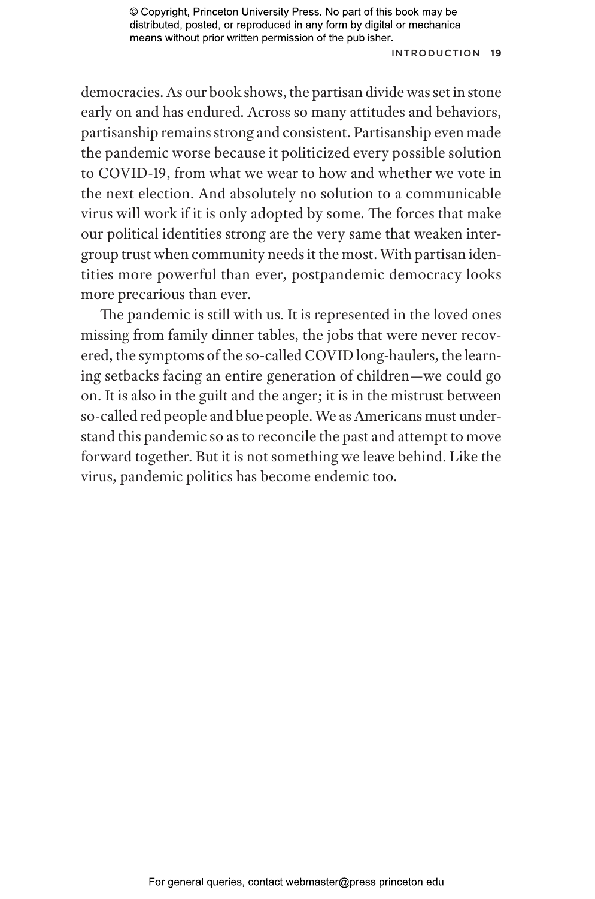democracies. As our book shows, the partisan divide was set in stone early on and has endured. Across so many attitudes and behaviors, partisanship remains strong and consistent. Partisanship even made the pandemic worse because it politicized every possible solution to COVID-19, from what we wear to how and whether we vote in the next election. And absolutely no solution to a communicable virus will work if it is only adopted by some. The forces that make our political identities strong are the very same that weaken intergroup trust when community needs it the most. With partisan identities more powerful than ever, postpandemic democracy looks more precarious than ever.

The pandemic is still with us. It is represented in the loved ones missing from family dinner tables, the jobs that were never recovered, the symptoms of the so-called COVID long-haulers, the learning setbacks facing an entire generation of children—we could go on. It is also in the guilt and the anger; it is in the mistrust between so-called red people and blue people. We as Americans must understand this pandemic so as to reconcile the past and attempt to move forward together. But it is not something we leave behind. Like the virus, pandemic politics has become endemic too.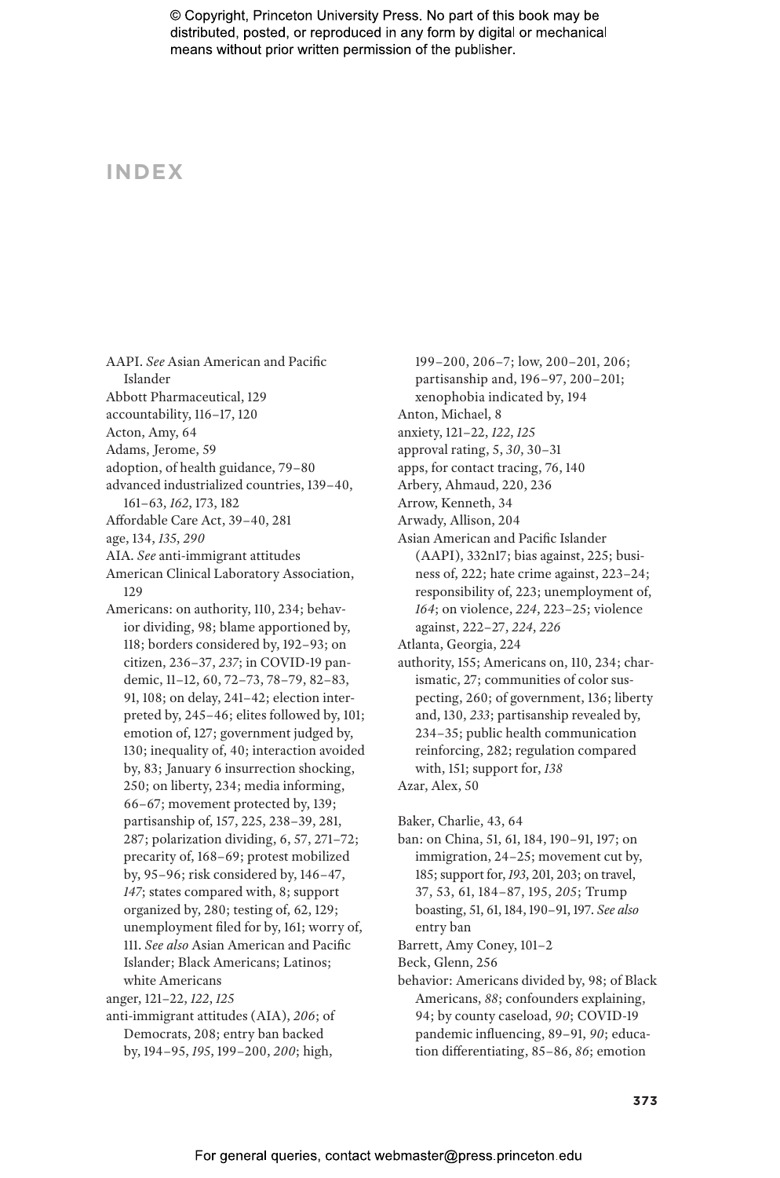# INDEX

AAPI. *See* Asian American and Pacific Islander

Abbott Pharmaceutical, 129

accountability, 116–17, 120

Acton, Amy, 64

Adams, Jerome, 59

adoption, of health guidance, 79–80

advanced industrialized countries, 139–40, 161–63, *162*, 173, 182

Affordable Care Act, 39–40, 281

age, 134, *135*, *290*

AIA. *See* anti-immigrant attitudes

American Clinical Laboratory Association, 129

Americans: on authority, 110, 234; behavior dividing, 98; blame apportioned by, 118; borders considered by, 192–93; on citizen, 236–37, *237*; in COVID-19 pandemic, 11–12, 60, 72–73, 78–79, 82–83, 91, 108; on delay, 241–42; election interpreted by, 245–46; elites followed by, 101; emotion of, 127; government judged by, 130; inequality of, 40; interaction avoided by, 83; January 6 insurrection shocking, 250; on liberty, 234; media informing, 66–67; movement protected by, 139; partisanship of, 157, 225, 238–39, 281, 287; polarization dividing, 6, 57, 271–72; precarity of, 168–69; protest mobilized by, 95–96; risk considered by, 146–47, *147*; states compared with, 8; support organized by, 280; testing of, 62, 129; unemployment filed for by, 161; worry of, 111. *See also* Asian American and Pacific Islander; Black Americans; Latinos; white Americans

anger, 121–22, *122*, *125*

anti-immigrant attitudes (AIA), *206*; of Democrats, 208; entry ban backed by, 194–95, *195*, 199–200, *200*; high, 199–200, 206–7; low, 200–201, 206; partisanship and, 196–97, 200–201; xenophobia indicated by, 194

Anton, Michael, 8

anxiety, 121–22, *122*, *125*

approval rating, 5, *30*, 30–31

apps, for contact tracing, 76, 140

Arbery, Ahmaud, 220, 236

Arrow, Kenneth, 34

Arwady, Allison, 204

Asian American and Pacific Islander (AAPI), 332n17; bias against, 225; business of, 222; hate crime against, 223–24; responsibility of, 223; unemployment of, *164*; on violence, *224*, 223–25; violence against, 222–27, *224*, *226*

Atlanta, Georgia, 224

authority, 155; Americans on, 110, 234; charismatic, 27; communities of color suspecting, 260; of government, 136; liberty and, 130, *233*; partisanship revealed by, 234–35; public health communication reinforcing, 282; regulation compared with, 151; support for, *138*

Azar, Alex, 50

Baker, Charlie, 43, 64

ban: on China, 51, 61, 184, 190–91, 197; on immigration, 24–25; movement cut by, 185; support for, *193*, 201, 203; on travel, 37, 53, 61, 184–87, 195, *205*; Trump boasting, 51, 61, 184, 190–91, 197. *See also* entry ban

Barrett, Amy Coney, 101–2

Beck, Glenn, 256

behavior: Americans divided by, 98; of Black Americans, *88*; confounders explaining, 94; by county caseload, *90*; COVID-19 pandemic influencing, 89–91, *90*; education differentiating, 85–86, *86*; emotion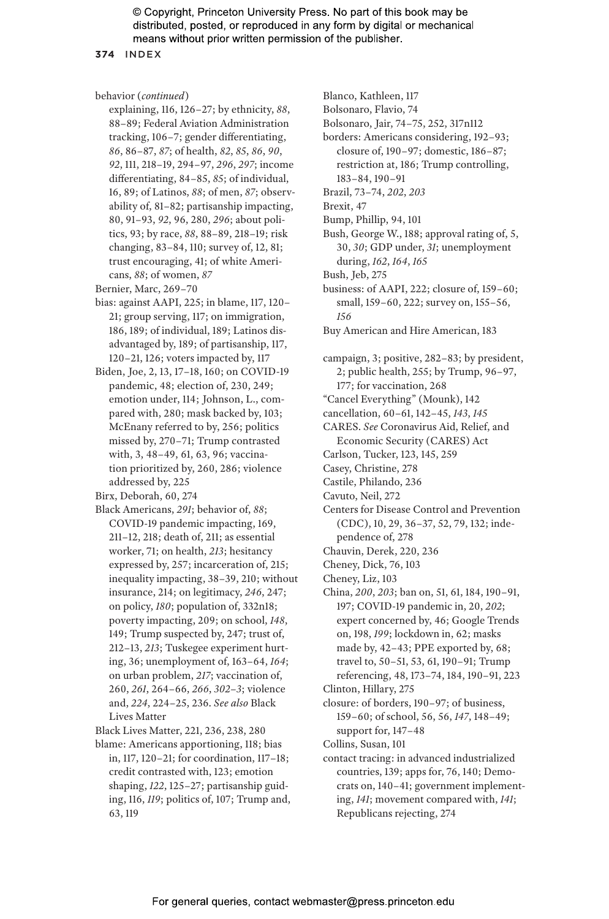behavior (*continued*)
explaining, 116, 126–27; by ethnicity, *88*, 88–89; Federal Aviation Administration tracking, 106–7; gender differentiating, *86*, 86–87, *87*; of health, *82*, *85*, *86*, *90*, *92*, 111, 218–19, 294–97, *296*, *297*; income differentiating, 84–85, *85*; of individual, 16, 89; of Latinos, *88*; of men, *87*; observability of, 81–82; partisanship impacting, 80, 91–93, *92*, 96, 280, *296*; about politics, 93; by race, *88*, 88–89, 218–19; risk changing, 83–84, 110; survey of, 12, 81; trust encouraging, 41; of white Americans, *88*; of women, *87*

Bernier, Marc, 269–70

bias: against AAPI, 225; in blame, 117, 120–21; group serving, 117; on immigration, 186, 189; of individual, 189; Latinos disadvantaged by, 189; of partisanship, 117, 120–21, 126; voters impacted by, 117

Biden, Joe, 2, 13, 17–18, 160; on COVID-19 pandemic, 48; election of, 230, 249; emotion under, 114; Johnson, L., compared with, 280; mask backed by, 103; McEnany referred to by, 256; politics missed by, 270–71; Trump contrasted with, 3, 48–49, 61, 63, 96; vaccination prioritized by, 260, 286; violence addressed by, 225

Birx, Deborah, 60, 274

Black Americans, *291*; behavior of, *88*; COVID-19 pandemic impacting, 169, 211–12, 218; death of, 211; as essential worker, 71; on health, *213*; hesitancy expressed by, 257; incarceration of, 215; inequality impacting, 38–39, 210; without insurance, 214; on legitimacy, *246*, 247; on policy, *180*; population of, 332n18; poverty impacting, 209; on school, *148*, 149; Trump suspected by, 247; trust of, 212–13, *213*; Tuskegee experiment hurting, 36; unemployment of, 163–64, *164*; on urban problem, *217*; vaccination of, 260, *261*, 264–66, *266*, *302–3*; violence and, *224*, 224–25, 236. *See also* Black Lives Matter

Black Lives Matter, 221, 236, 238, 280

blame: Americans apportioning, 118; bias in, 117, 120–21; for coordination, 117–18; credit contrasted with, 123; emotion shaping, *122*, 125–27; partisanship guiding, 116, *119*; politics of, 107; Trump and, 63, 119

Blanco, Kathleen, 117

Bolsonaro, Flavio, 74

Bolsonaro, Jair, 74–75, 252, 317n112

borders: Americans considering, 192–93; closure of, 190–97; domestic, 186–87; restriction at, 186; Trump controlling, 183–84, 190–91

Brazil, 73–74, *202*, *203*

Brexit, 47

Bump, Phillip, 94, 101

Bush, George W., 188; approval rating of, 5, 30, *30*; GDP under, *31*; unemployment during, *162*, *164*, *165*

Bush, Jeb, 275

business: of AAPI, 222; closure of, 159–60; small, 159–60, 222; survey on, 155–56, *156*

Buy American and Hire American, 183

campaign, 3; positive, 282–83; by president, 2; public health, 255; by Trump, 96–97, 177; for vaccination, 268

“Cancel Everything” (Mounk), 142

cancellation, 60–61, 142–45, *143*, *145*

CARES. *See* Coronavirus Aid, Relief, and Economic Security (CARES) Act

Carlson, Tucker, 123, 145, 259

Casey, Christine, 278

Castile, Philando, 236

Cavuto, Neil, 272

Centers for Disease Control and Prevention (CDC), 10, 29, 36–37, 52, 79, 132; independence of, 278

Chauvin, Derek, 220, 236

Cheney, Dick, 76, 103

Cheney, Liz, 103

China, *200*, *203*; ban on, 51, 61, 184, 190–91, 197; COVID-19 pandemic in, 20, *202*; expert concerned by, 46; Google Trends on, 198, *199*; lockdown in, 62; masks made by, 42–43; PPE exported by, 68; travel to, 50–51, 53, 61, 190–91; Trump referencing, 48, 173–74, 184, 190–91, 223

Clinton, Hillary, 275

closure: of borders, 190–97; of business, 159–60; of school, 56, 56, *147*, 148–49; support for, 147–48

Collins, Susan, 101

contact tracing: in advanced industrialized countries, 139; apps for, 76, 140; Democrats on, 140–41; government implementing, *141*; movement compared with, *141*; Republicans rejecting, 274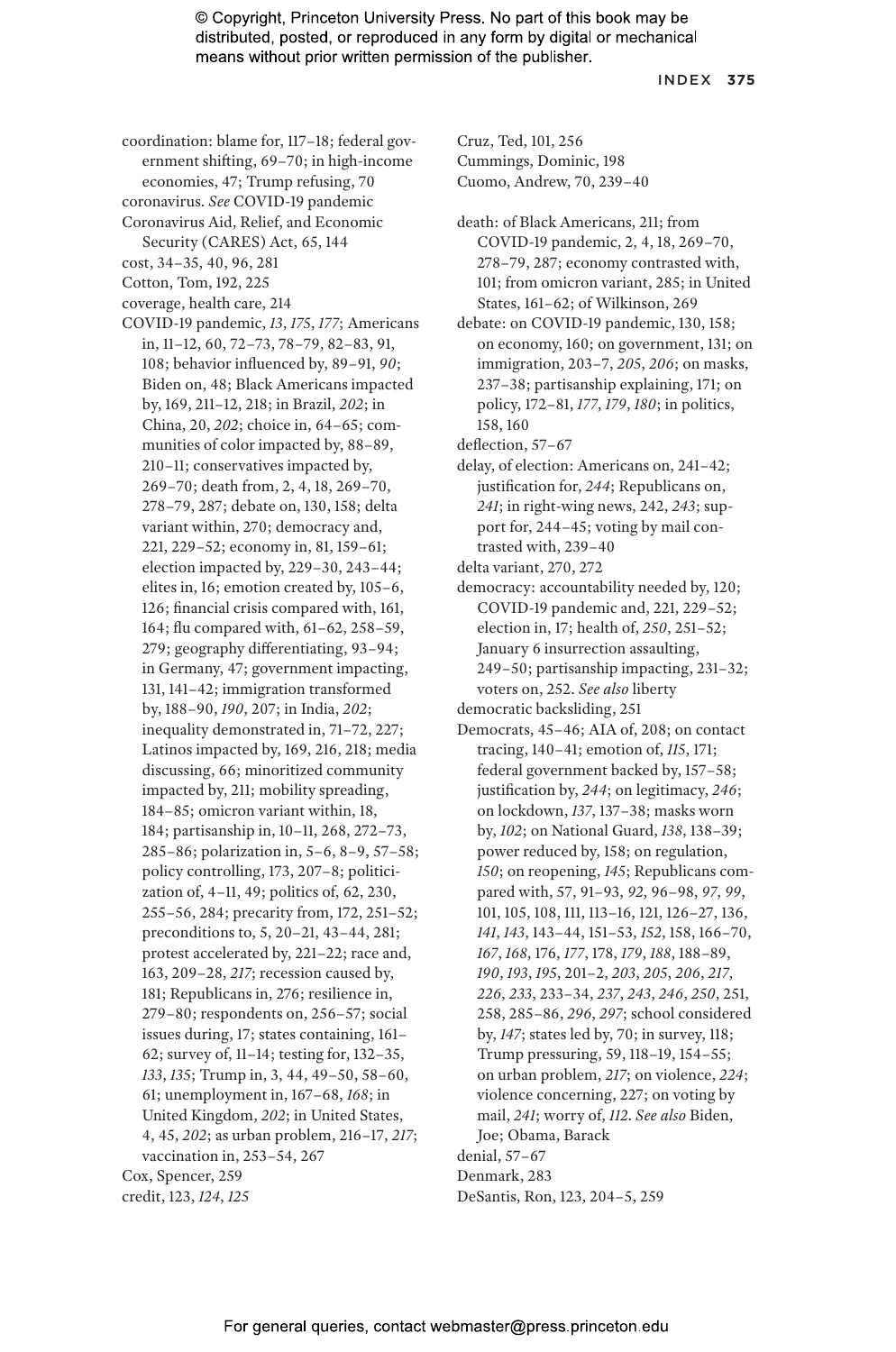coordination: blame for, 117–18; federal government shifting, 69–70; in high-income economies, 47; Trump refusing, 70

coronavirus. *See* COVID-19 pandemic

Coronavirus Aid, Relief, and Economic Security (CARES) Act, 65, 144

cost, 34–35, 40, 96, 281

Cotton, Tom, 192, 225

coverage, health care, 214

COVID-19 pandemic, *13*, *175*, *177*; Americans in, 11–12, 60, 72–73, 78–79, 82–83, 91, 108; behavior influenced by, 89–91, *90*; Biden on, 48; Black Americans impacted by, 169, 211–12, 218; in Brazil, *202*; in China, 20, *202*; choice in, 64–65; communities of color impacted by, 88–89, 210–11; conservatives impacted by, 269–70; death from, 2, 4, 18, 269–70, 278–79, 287; debate on, 130, 158; delta variant within, 270; democracy and, 221, 229–52; economy in, 81, 159–61; election impacted by, 229–30, 243–44; elites in, 16; emotion created by, 105–6, 126; financial crisis compared with, 161, 164; flu compared with, 61–62, 258–59, 279; geography differentiating, 93–94; in Germany, 47; government impacting, 131, 141–42; immigration transformed by, 188–90, *190*, 207; in India, *202*; inequality demonstrated in, 71–72, 227; Latinos impacted by, 169, 216, 218; media discussing, 66; minoritized community impacted by, 211; mobility spreading, 184–85; omicron variant within, 18, 184; partisanship in, 10–11, 268, 272–73, 285–86; polarization in, 5–6, 8–9, 57–58; policy controlling, 173, 207–8; politicization of, 4–11, 49; politics of, 62, 230, 255–56, 284; precarity from, 172, 251–52; preconditions to, 5, 20–21, 43–44, 281; protest accelerated by, 221–22; race and, 163, 209–28, *217*; recession caused by, 181; Republicans in, 276; resilience in, 279–80; respondents on, 256–57; social issues during, 17; states containing, 161–62; survey of, 11–14; testing for, 132–35, *133*, *135*; Trump in, 3, 44, 49–50, 58–60, 61; unemployment in, 167–68, *168*; in United Kingdom, *202*; in United States, 4, 45, *202*; as urban problem, 216–17, *217*; vaccination in, 253–54, 267

Cox, Spencer, 259

credit, 123, *124*, *125*

Cruz, Ted, 101, 256

Cummings, Dominic, 198

Cuomo, Andrew, 70, 239–40

death: of Black Americans, 211; from COVID-19 pandemic, 2, 4, 18, 269–70, 278–79, 287; economy contrasted with, 101; from omicron variant, 285; in United States, 161–62; of Wilkinson, 269

debate: on COVID-19 pandemic, 130, 158; on economy, 160; on government, 131; on immigration, 203–7, *205*, *206*; on masks, 237–38; partisanship explaining, 171; on policy, 172–81, *177*, *179*, *180*; in politics, 158, 160

deflection, 57–67

delay, of election: Americans on, 241–42; justification for, *244*; Republicans on, *241*; in right-wing news, 242, *243*; support for, 244–45; voting by mail contrasted with, 239–40

delta variant, 270, 272

democracy: accountability needed by, 120; COVID-19 pandemic and, 221, 229–52; election in, 17; health of, *250*, 251–52; January 6 insurrection assaulting, 249–50; partisanship impacting, 231–32; voters on, 252. *See also* liberty

democratic backsliding, 251

Democrats, 45–46; AIA of, 208; on contact tracing, 140–41; emotion of, *115*, 171; federal government backed by, 157–58; justification by, *244*; on legitimacy, *246*; on lockdown, *137*, 137–38; masks worn by, *102*; on National Guard, *138*, 138–39; power reduced by, 158; on regulation, *150*; on reopening, *145*; Republicans compared with, 57, 91–93, *92*, 96–98, *97*, *99*, 101, 105, 108, 111, 113–16, 121, 126–27, 136, *141*, *143*, 143–44, 151–53, *152*, 158, 166–70, *167*, *168*, 176, *177*, 178, *179*, *188*, 188–89, *190*, *193*, *195*, 201–2, *203*, *205*, *206*, *217*, *226*, *233*, 233–34, *237*, *243*, *246*, *250*, 251, 258, 285–86, *296*, *297*; school considered by, *147*; states led by, 70; in survey, 118; Trump pressuring, 59, 118–19, 154–55; on urban problem, *217*; on violence, *224*; violence concerning, 227; on voting by mail, *241*; worry of, *112*. *See also* Biden, Joe; Obama, Barack

denial, 57–67

Denmark, 283

DeSantis, Ron, 123, 204–5, 259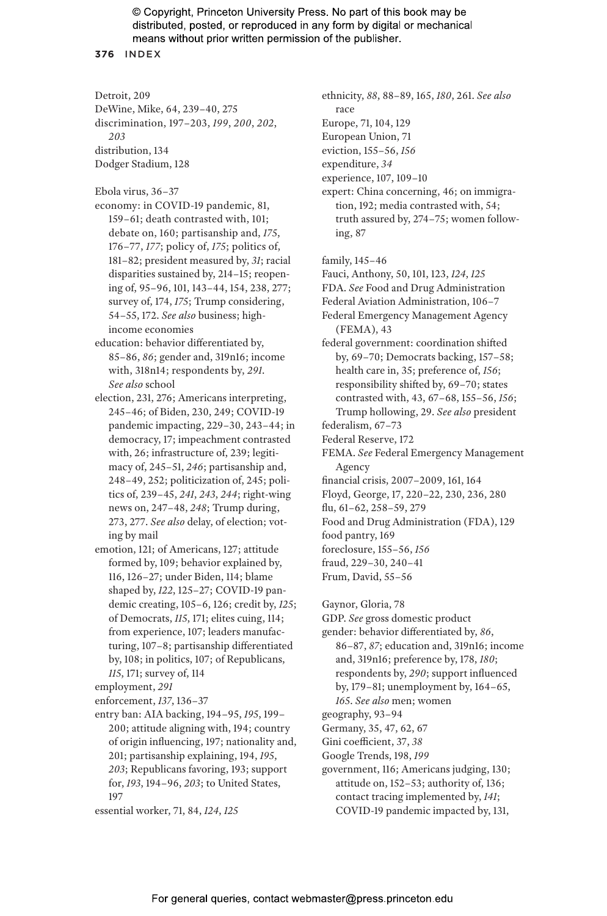Detroit, 209
DeWine, Mike, 64, 239–40, 275
discrimination, 197–203, *199*, *200*, *202*, *203*
distribution, 134
Dodger Stadium, 128

Ebola virus, 36–37
economy: in COVID-19 pandemic, 81, 159–61; death contrasted with, 101; debate on, 160; partisanship and, *175*, 176–77, *177*; policy of, *175*; politics of, 181–82; president measured by, *31*; racial disparities sustained by, 214–15; reopening of, 95–96, 101, 143–44, 154, 238, 277; survey of, 174, *175*; Trump considering, 54–55, 172. *See also* business; high-income economies
education: behavior differentiated by, 85–86, *86*; gender and, 319n16; income with, 318n14; respondents by, *291*. *See also* school
election, 231, 276; Americans interpreting, 245–46; of Biden, 230, 249; COVID-19 pandemic impacting, 229–30, 243–44; in democracy, 17; impeachment contrasted with, 26; infrastructure of, 239; legitimacy of, 245–51, *246*; partisanship and, 248–49, 252; politicization of, 245; politics of, 239–45, *241*, *243*, *244*; right-wing news on, 247–48, *248*; Trump during, 273, 277. *See also* delay, of election; voting by mail
emotion, 121; of Americans, 127; attitude formed by, 109; behavior explained by, 116, 126–27; under Biden, 114; blame shaped by, *122*, 125–27; COVID-19 pandemic creating, 105–6, 126; credit by, *125*; of Democrats, *115*, 171; elites cuing, 114; from experience, 107; leaders manufacturing, 107–8; partisanship differentiated by, 108; in politics, 107; of Republicans, *115*, 171; survey of, 114
employment, *291*
enforcement, *137*, 136–37
entry ban: AIA backing, 194–95, *195*, 199–200; attitude aligning with, 194; country of origin influencing, 197; nationality and, 201; partisanship explaining, 194, *195*, *203*; Republicans favoring, 193; support for, *193*, 194–96, *203*; to United States, 197
essential worker, 71, 84, *124*, *125*
ethnicity, *88*, 88–89, 165, *180*, 261. *See also* race
Europe, 71, 104, 129
European Union, 71
eviction, 155–56, *156*
expenditure, *34*
experience, 107, 109–10
expert: China concerning, 46; on immigration, 192; media contrasted with, 54; truth assured by, 274–75; women following, 87

family, 145–46
Fauci, Anthony, 50, 101, 123, *124*, *125*
FDA. *See* Food and Drug Administration
Federal Aviation Administration, 106–7
Federal Emergency Management Agency (FEMA), 43
federal government: coordination shifted by, 69–70; Democrats backing, 157–58; health care in, 35; preference of, *156*; responsibility shifted by, 69–70; states contrasted with, 43, 67–68, 155–56, *156*; Trump hollowing, 29. *See also* president
federalism, 67–73
Federal Reserve, 172
FEMA. *See* Federal Emergency Management Agency
financial crisis, 2007–2009, 161, 164
Floyd, George, 17, 220–22, 230, 236, 280
flu, 61–62, 258–59, 279
Food and Drug Administration (FDA), 129
food pantry, 169
foreclosure, 155–56, *156*
fraud, 229–30, 240–41
Frum, David, 55–56

Gaynor, Gloria, 78
GDP. *See* gross domestic product
gender: behavior differentiated by, *86*, 86–87, *87*; education and, 319n16; income and, 319n16; preference by, 178, *180*; respondents by, *290*; support influenced by, 179–81; unemployment by, 164–65, *165*. *See also* men; women
geography, 93–94
Germany, 35, 47, 62, 67
Gini coefficient, 37, *38*
Google Trends, 198, *199*
government, 116; Americans judging, 130; attitude on, 152–53; authority of, 136; contact tracing implemented by, *141*; COVID-19 pandemic impacted by, 131,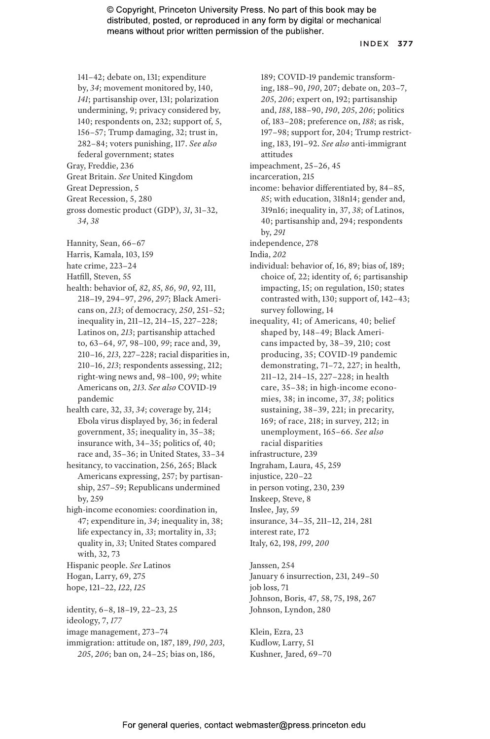141–42; debate on, 131; expenditure by, *34*; movement monitored by, 140, *141*; partisanship over, 131; polarization undermining, 9; privacy considered by, 140; respondents on, 232; support of, 5, 156–57; Trump damaging, 32; trust in, 282–84; voters punishing, 117. *See also* federal government; states

Gray, Freddie, 236

Great Britain. *See* United Kingdom

Great Depression, 5

Great Recession, 5, 280

gross domestic product (GDP), *31*, 31–32, *34*, *38*

Hannity, Sean, 66–67

Harris, Kamala, 103, 159

hate crime, 223–24

Hatfill, Steven, 55

health: behavior of, *82*, *85*, *86*, *90*, *92*, 111, 218–19, 294–97, *296*, *297*; Black Americans on, *213*; of democracy, *250*, 251–52; inequality in, 211–12, 214–15, 227–228; Latinos on, *213*; partisanship attached to, 63–64, *97*, 98–100, *99*; race and, 39, 210–16, *213*, 227–228; racial disparities in, 210–16, *213*; respondents assessing, 212; right-wing news and, 98–100, *99*; white Americans on, *213*. *See also* COVID-19 pandemic

health care, 32, *33*, *34*; coverage by, 214; Ebola virus displayed by, 36; in federal government, 35; inequality in, 35–38; insurance with, 34–35; politics of, 40; race and, 35–36; in United States, 33–34

hesitancy, to vaccination, 256, 265; Black Americans expressing, 257; by partisanship, 257–59; Republicans undermined by, 259

high-income economies: coordination in, 47; expenditure in, *34*; inequality in, 38; life expectancy in, *33*; mortality in, *33*; quality in, *33*; United States compared with, 32, 73

Hispanic people. *See* Latinos

Hogan, Larry, 69, 275

hope, 121–22, *122*, *125*

identity, 6–8, 18–19, 22–23, 25

ideology, 7, *177*

image management, 273–74

immigration: attitude on, 187, 189, *190*, *203*, *205*, *206*; ban on, 24–25; bias on, 186, 189; COVID-19 pandemic transforming, 188–90, *190*, 207; debate on, 203–7, *205*, *206*; expert on, 192; partisanship and, *188*, 188–90, *190*, *205*, *206*; politics of, 183–208; preference on, *188*; as risk, 197–98; support for, 204; Trump restricting, 183, 191–92. *See also* anti-immigrant attitudes

impeachment, 25–26, 45

incarceration, 215

income: behavior differentiated by, 84–85, *85*; with education, 318n14; gender and, 319n16; inequality in, 37, *38*; of Latinos, 40; partisanship and, 294; respondents by, *291*

independence, 278

India, *202*

individual: behavior of, 16, 89; bias of, 189; choice of, 22; identity of, 6; partisanship impacting, 15; on regulation, 150; states contrasted with, 130; support of, 142–43; survey following, 14

inequality, 41; of Americans, 40; belief shaped by, 148–49; Black Americans impacted by, 38–39, 210; cost producing, 35; COVID-19 pandemic demonstrating, 71–72, 227; in health, 211–12, 214–15, 227–228; in health care, 35–38; in high-income economies, 38; in income, 37, *38*; politics sustaining, 38–39, 221; in precarity, 169; of race, 218; in survey, 212; in unemployment, 165–66. *See also* racial disparities

infrastructure, 239

Ingraham, Laura, 45, 259

injustice, 220–22

in person voting, 230, 239

Inskeep, Steve, 8

Inslee, Jay, 59

insurance, 34–35, 211–12, 214, 281

interest rate, 172

Italy, 62, 198, *199*, *200*

Janssen, 254

January 6 insurrection, 231, 249–50

job loss, 71

Johnson, Boris, 47, 58, 75, 198, 267

Johnson, Lyndon, 280

Klein, Ezra, 23

Kudlow, Larry, 51

Kushner, Jared, 69–70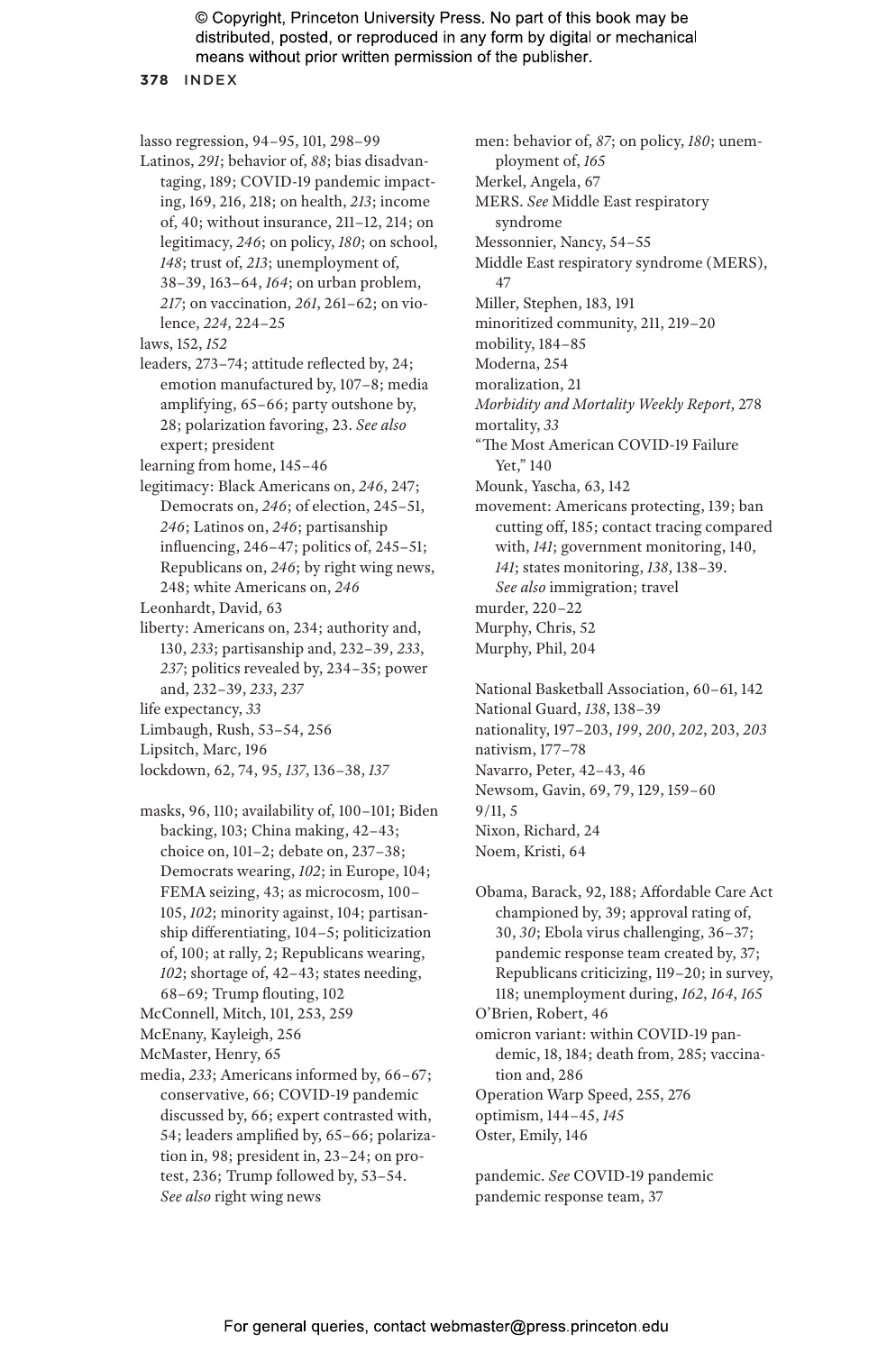lasso regression, 94–95, 101, 298–99

Latinos, *291*; behavior of, *88*; bias disadvantaging, 189; COVID-19 pandemic impacting, 169, 216, 218; on health, *213*; income of, 40; without insurance, 211–12, 214; on legitimacy, *246*; on policy, *180*; on school, *148*; trust of, *213*; unemployment of, 38–39, 163–64, *164*; on urban problem, *217*; on vaccination, *261*, 261–62; on violence, *224*, 224–25

laws, 152, *152*

leaders, 273–74; attitude reflected by, 24; emotion manufactured by, 107–8; media amplifying, 65–66; party outshone by, 28; polarization favoring, 23. *See also* expert; president

learning from home, 145–46

legitimacy: Black Americans on, *246*, 247; Democrats on, *246*; of election, 245–51, *246*; Latinos on, *246*; partisanship influencing, 246–47; politics of, 245–51; Republicans on, *246*; by right wing news, 248; white Americans on, *246*

Leonhardt, David, 63

liberty: Americans on, 234; authority and, 130, *233*; partisanship and, 232–39, *233*, *237*; politics revealed by, 234–35; power and, 232–39, *233*, *237*

life expectancy, *33*

Limbaugh, Rush, 53–54, 256

Lipsitch, Marc, 196

lockdown, 62, 74, 95, *137*, 136–38, *137*

masks, 96, 110; availability of, 100–101; Biden backing, 103; China making, 42–43; choice on, 101–2; debate on, 237–38; Democrats wearing, *102*; in Europe, 104; FEMA seizing, 43; as microcosm, 100–105, *102*; minority against, 104; partisanship differentiating, 104–5; politicization of, 100; at rally, 2; Republicans wearing, *102*; shortage of, 42–43; states needing, 68–69; Trump flouting, 102

McConnell, Mitch, 101, 253, 259

McEnany, Kayleigh, 256

McMaster, Henry, 65

media, *233*; Americans informed by, 66–67; conservative, 66; COVID-19 pandemic discussed by, 66; expert contrasted with, 54; leaders amplified by, 65–66; polarization in, 98; president in, 23–24; on protest, 236; Trump followed by, 53–54. *See also* right wing news

men: behavior of, *87*; on policy, *180*; unemployment of, *165*

Merkel, Angela, 67

MERS. *See* Middle East respiratory syndrome

Messonnier, Nancy, 54–55

Middle East respiratory syndrome (MERS), 47

Miller, Stephen, 183, 191

minoritized community, 211, 219–20

mobility, 184–85

Moderna, 254

moralization, 21

*Morbidity and Mortality Weekly Report*, 278

mortality, *33*

"The Most American COVID-19 Failure Yet," 140

Mounk, Yascha, 63, 142

movement: Americans protecting, 139; ban cutting off, 185; contact tracing compared with, *141*; government monitoring, 140, *141*; states monitoring, *138*, 138–39. *See also* immigration; travel

murder, 220–22

Murphy, Chris, 52

Murphy, Phil, 204

National Basketball Association, 60–61, 142

National Guard, *138*, 138–39

nationality, 197–203, *199*, *200*, *202*, 203, *203*

nativism, 177–78

Navarro, Peter, 42–43, 46

Newsom, Gavin, 69, 79, 129, 159–60

9/11, 5

Nixon, Richard, 24

Noem, Kristi, 64

Obama, Barack, 92, 188; Affordable Care Act championed by, 39; approval rating of, 30, *30*; Ebola virus challenging, 36–37; pandemic response team created by, 37; Republicans criticizing, 119–20; in survey, 118; unemployment during, *162*, *164*, *165*

O'Brien, Robert, 46

omicron variant: within COVID-19 pandemic, 18, 184; death from, 285; vaccination and, 286

Operation Warp Speed, 255, 276

optimism, 144–45, *145*

Oster, Emily, 146

pandemic. *See* COVID-19 pandemic

pandemic response team, 37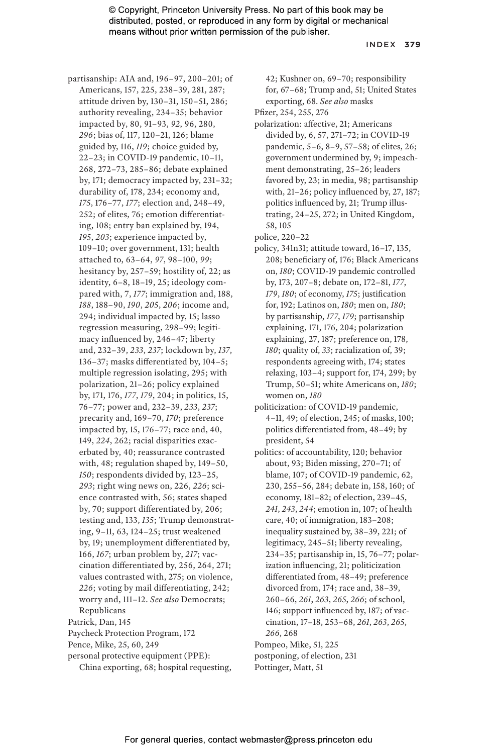partisanship: AIA and, 196–97, 200–201; of Americans, 157, 225, 238–39, 281, 287; attitude driven by, 130–31, 150–51, 286; authority revealing, 234–35; behavior impacted by, 80, 91–93, *92*, 96, 280, *296*; bias of, 117, 120–21, 126; blame guided by, 116, *119*; choice guided by, 22–23; in COVID-19 pandemic, 10–11, 268, 272–73, 285–86; debate explained by, 171; democracy impacted by, 231–32; durability of, 178, 234; economy and, *175*, 176–77, *177*; election and, 248–49, 252; of elites, 76; emotion differentiating, 108; entry ban explained by, 194, *195*, *203*; experience impacted by, 109–10; over government, 131; health attached to, 63–64, *97*, 98–100, *99*; hesitancy by, 257–59; hostility of, 22; as identity, 6–8, 18–19, 25; ideology compared with, 7, *177*; immigration and, 188, *188*, 188–90, *190*, *205*, *206*; income and, 294; individual impacted by, 15; lasso regression measuring, 298–99; legitimacy influenced by, 246–47; liberty and, 232–39, *233*, *237*; lockdown by, *137*, 136–37; masks differentiated by, 104–5; multiple regression isolating, 295; with polarization, 21–26; policy explained by, 171, 176, *177*, *179*, 204; in politics, 15, 76–77; power and, 232–39, *233*, *237*; precarity and, 169–70, *170*; preference impacted by, 15, 176–77; race and, 40, 149, *224*, 262; racial disparities exacerbated by, 40; reassurance contrasted with, 48; regulation shaped by, 149–50, *150*; respondents divided by, 123–25, *293*; right wing news on, 226, *226*; science contrasted with, 56; states shaped by, 70; support differentiated by, 206; testing and, 133, *135*; Trump demonstrating, 9–11, 63, 124–25; trust weakened by, 19; unemployment differentiated by, 166, *167*; urban problem by, *217*; vaccination differentiated by, 256, 264, 271; values contrasted with, 275; on violence, *226*; voting by mail differentiating, 242; worry and, 111–12. *See also* Democrats; Republicans

Patrick, Dan, 145

Paycheck Protection Program, 172

Pence, Mike, 25, 60, 249

personal protective equipment (PPE): China exporting, 68; hospital requesting, 42; Kushner on, 69–70; responsibility for, 67–68; Trump and, 51; United States exporting, 68. *See also* masks

Pfizer, 254, 255, 276

polarization: affective, 21; Americans divided by, 6, 57, 271–72; in COVID-19 pandemic, 5–6, 8–9, 57–58; of elites, 26; government undermined by, 9; impeachment demonstrating, 25–26; leaders favored by, 23; in media, 98; partisanship with, 21–26; policy influenced by, 27, 187; politics influenced by, 21; Trump illustrating, 24–25, 272; in United Kingdom, 58, 105

police, 220–22

policy, 341n31; attitude toward, 16–17, 135, 208; beneficiary of, 176; Black Americans on, *180*; COVID-19 pandemic controlled by, 173, 207–8; debate on, 172–81, *177*, *179*, *180*; of economy, *175*; justification for, 192; Latinos on, *180*; men on, *180*; by partisanship, *177*, *179*; partisanship explaining, 171, 176, 204; polarization explaining, 27, 187; preference on, 178, *180*; quality of, *33*; racialization of, 39; respondents agreeing with, 174; states relaxing, 103–4; support for, 174, 299; by Trump, 50–51; white Americans on, *180*; women on, *180*

politicization: of COVID-19 pandemic, 4–11, 49; of election, 245; of masks, 100; politics differentiated from, 48–49; by president, 54

politics: of accountability, 120; behavior about, 93; Biden missing, 270–71; of blame, 107; of COVID-19 pandemic, 62, 230, 255–56, 284; debate in, 158, 160; of economy, 181–82; of election, 239–45, *241*, *243*, *244*; emotion in, 107; of health care, 40; of immigration, 183–208; inequality sustained by, 38–39, 221; of legitimacy, 245–51; liberty revealing, 234–35; partisanship in, 15, 76–77; polarization influencing, 21; politicization differentiated from, 48–49; preference divorced from, 174; race and, 38–39, 260–66, *261*, *263*, *265*, *266*; of school, 146; support influenced by, 187; of vaccination, 17–18, 253–68, *261*, *263*, *265*, *266*, 268

Pompeo, Mike, 51, 225

postponing, of election, 231

Pottinger, Matt, 51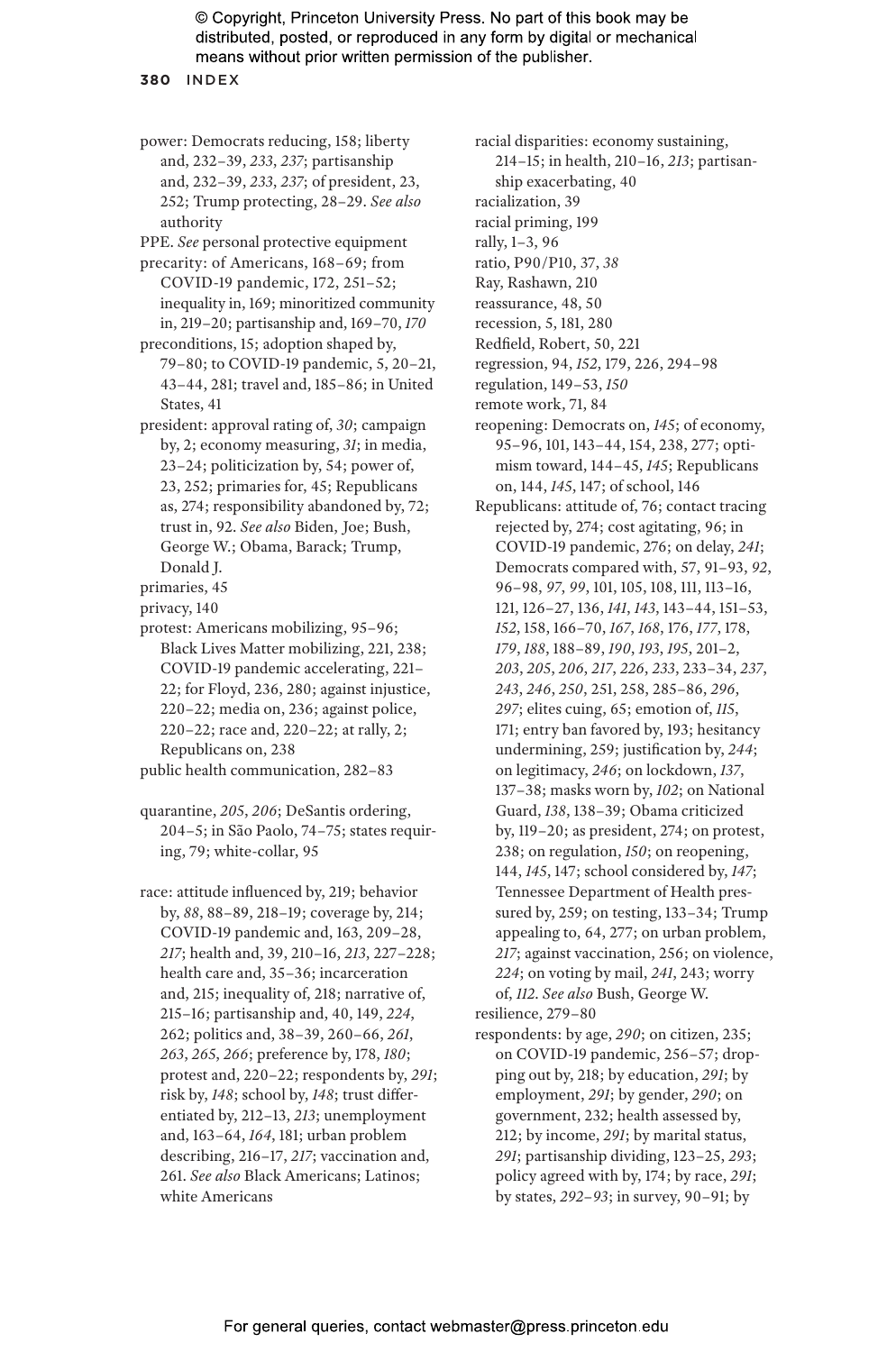power: Democrats reducing, 158; liberty and, 232–39, *233*, *237*; partisanship and, 232–39, *233*, *237*; of president, 23, 252; Trump protecting, 28–29. *See also* authority

PPE. *See* personal protective equipment

precarity: of Americans, 168–69; from COVID-19 pandemic, 172, 251–52; inequality in, 169; minoritized community in, 219–20; partisanship and, 169–70, *170*

preconditions, 15; adoption shaped by, 79–80; to COVID-19 pandemic, 5, 20–21, 43–44, 281; travel and, 185–86; in United States, 41

president: approval rating of, *30*; campaign by, 2; economy measuring, *31*; in media, 23–24; politicization by, 54; power of, 23, 252; primaries for, 45; Republicans as, 274; responsibility abandoned by, 72; trust in, 92. *See also* Biden, Joe; Bush, George W.; Obama, Barack; Trump, Donald J.

primaries, 45

privacy, 140

protest: Americans mobilizing, 95–96; Black Lives Matter mobilizing, 221, 238; COVID-19 pandemic accelerating, 221–22; for Floyd, 236, 280; against injustice, 220–22; media on, 236; against police, 220–22; race and, 220–22; at rally, 2; Republicans on, 238

public health communication, 282–83

quarantine, *205*, *206*; DeSantis ordering, 204–5; in São Paolo, 74–75; states requiring, 79; white-collar, 95

race: attitude influenced by, 219; behavior by, *88*, 88–89, 218–19; coverage by, 214; COVID-19 pandemic and, 163, 209–28, *217*; health and, 39, 210–16, *213*, 227–228; health care and, 35–36; incarceration and, 215; inequality of, 218; narrative of, 215–16; partisanship and, 40, 149, *224*, 262; politics and, 38–39, 260–66, *261*, *263*, *265*, *266*; preference by, 178, *180*; protest and, 220–22; respondents by, *291*; risk by, *148*; school by, *148*; trust differentiated by, 212–13, *213*; unemployment and, 163–64, *164*, 181; urban problem describing, 216–17, *217*; vaccination and, 261. *See also* Black Americans; Latinos; white Americans

racial disparities: economy sustaining, 214–15; in health, 210–16, *213*; partisanship exacerbating, 40

racialization, 39

racial priming, 199

rally, 1–3, 96

ratio, P90/P10, 37, *38*

Ray, Rashawn, 210

reassurance, 48, 50

recession, 5, 181, 280

Redfield, Robert, 50, 221

regression, 94, *152*, 179, 226, 294–98

regulation, 149–53, *150*

remote work, 71, 84

reopening: Democrats on, *145*; of economy, 95–96, 101, 143–44, 154, 238, 277; optimism toward, 144–45, *145*; Republicans on, 144, *145*, 147; of school, 146

Republicans: attitude of, 76; contact tracing rejected by, 274; cost agitating, 96; in COVID-19 pandemic, 276; on delay, *241*; Democrats compared with, 57, 91–93, *92*, 96–98, *97*, *99*, 101, 105, 108, 111, 113–16, 121, 126–27, 136, *141*, *143*, 143–44, 151–53, *152*, 158, 166–70, *167*, *168*, 176, *177*, 178, *179*, *188*, 188–89, *190*, *193*, *195*, 201–2, *203*, *205*, *206*, *217*, *226*, *233*, 233–34, *237*, *243*, *246*, *250*, 251, 258, 285–86, *296*, *297*; elites cuing, 65; emotion of, *115*, 171; entry ban favored by, 193; hesitancy undermining, 259; justification by, *244*; on legitimacy, *246*; on lockdown, *137*, 137–38; masks worn by, *102*; on National Guard, *138*, 138–39; Obama criticized by, 119–20; as president, 274; on protest, 238; on regulation, *150*; on reopening, 144, *145*, 147; school considered by, *147*; Tennessee Department of Health pressured by, 259; on testing, 133–34; Trump appealing to, 64, 277; on urban problem, *217*; against vaccination, 256; on violence, *224*; on voting by mail, *241*, 243; worry of, *112*. *See also* Bush, George W.

resilience, 279–80

respondents: by age, *290*; on citizen, 235; on COVID-19 pandemic, 256–57; dropping out by, 218; by education, *291*; by employment, *291*; by gender, *290*; on government, 232; health assessed by, 212; by income, *291*; by marital status, *291*; partisanship dividing, 123–25, *293*; policy agreed with by, 174; by race, *291*; by states, *292–93*; in survey, 90–91; by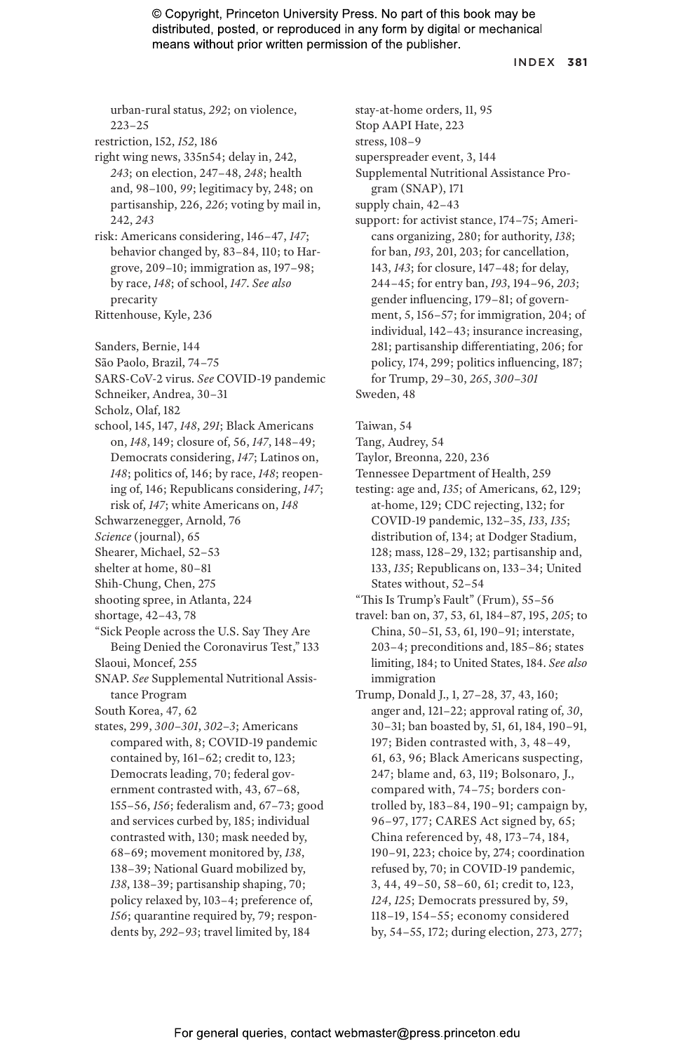urban-rural status, *292*; on violence, 223–25

restriction, 152, *152*, 186

right wing news, 335n54; delay in, 242, *243*; on election, 247–48, *248*; health and, 98–100, *99*; legitimacy by, 248; on partisanship, 226, *226*; voting by mail in, 242, *243*

risk: Americans considering, 146–47, *147*; behavior changed by, 83–84, 110; to Hargrove, 209–10; immigration as, 197–98; by race, *148*; of school, *147*. *See also* precarity

Rittenhouse, Kyle, 236

Sanders, Bernie, 144

São Paolo, Brazil, 74–75

SARS-CoV-2 virus. *See* COVID-19 pandemic

Schneiker, Andrea, 30–31

Scholz, Olaf, 182

school, 145, 147, *148*, *291*; Black Americans on, *148*, 149; closure of, 56, *147*, 148–49; Democrats considering, *147*; Latinos on, *148*; politics of, 146; by race, *148*; reopening of, 146; Republicans considering, *147*; risk of, *147*; white Americans on, *148*

Schwarzenegger, Arnold, 76

*Science* (journal), 65

Shearer, Michael, 52–53

shelter at home, 80–81

Shih-Chung, Chen, 275

shooting spree, in Atlanta, 224

shortage, 42–43, 78

"Sick People across the U.S. Say They Are Being Denied the Coronavirus Test," 133

Slaoui, Moncef, 255

SNAP. *See* Supplemental Nutritional Assistance Program

South Korea, 47, 62

states, 299, *300–301*, *302–3*; Americans compared with, 8; COVID-19 pandemic contained by, 161–62; credit to, 123; Democrats leading, 70; federal government contrasted with, 43, 67–68, 155–56, *156*; federalism and, 67–73; good and services curbed by, 185; individual contrasted with, 130; mask needed by, 68–69; movement monitored by, *138*, 138–39; National Guard mobilized by, *138*, 138–39; partisanship shaping, 70; policy relaxed by, 103–4; preference of, *156*; quarantine required by, 79; respondents by, *292–93*; travel limited by, 184

stay-at-home orders, 11, 95

Stop AAPI Hate, 223

stress, 108–9

superspreader event, 3, 144

Supplemental Nutritional Assistance Program (SNAP), 171

supply chain, 42–43

support: for activist stance, 174–75; Americans organizing, 280; for authority, *138*; for ban, *193*, 201, 203; for cancellation, 143, *143*; for closure, 147–48; for delay, 244–45; for entry ban, *193*, 194–96, *203*; gender influencing, 179–81; of government, 5, 156–57; for immigration, 204; of individual, 142–43; insurance increasing, 281; partisanship differentiating, 206; for policy, 174, 299; politics influencing, 187; for Trump, 29–30, 265, *300–301*

Sweden, 48

Taiwan, 54

Tang, Audrey, 54

Taylor, Breonna, 220, 236

Tennessee Department of Health, 259

testing: age and, *135*; of Americans, 62, 129; at-home, 129; CDC rejecting, 132; for COVID-19 pandemic, 132–35, *133*, *135*; distribution of, 134; at Dodger Stadium, 128; mass, 128–29, 132; partisanship and, 133, *135*; Republicans on, 133–34; United States without, 52–54

"This Is Trump's Fault" (Frum), 55–56

travel: ban on, 37, 53, 61, 184–87, 195, *205*; to China, 50–51, 53, 61, 190–91; interstate, 203–4; preconditions and, 185–86; states limiting, 184; to United States, 184. *See also* immigration

Trump, Donald J., 1, 27–28, 37, 43, 160; anger and, 121–22; approval rating of, *30*, 30–31; ban boasted by, 51, 61, 184, 190–91, 197; Biden contrasted with, 3, 48–49, 61, 63, 96; Black Americans suspecting, 247; blame and, 63, 119; Bolsonaro, J., compared with, 74–75; borders controlled by, 183–84, 190–91; campaign by, 96–97, 177; CARES Act signed by, 65; China referenced by, 48, 173–74, 184, 190–91, 223; choice by, 274; coordination refused by, 70; in COVID-19 pandemic, 3, 44, 49–50, 58–60, 61; credit to, 123, *124*, *125*; Democrats pressured by, 59, 118–19, 154–55; economy considered by, 54–55, 172; during election, 273, 277;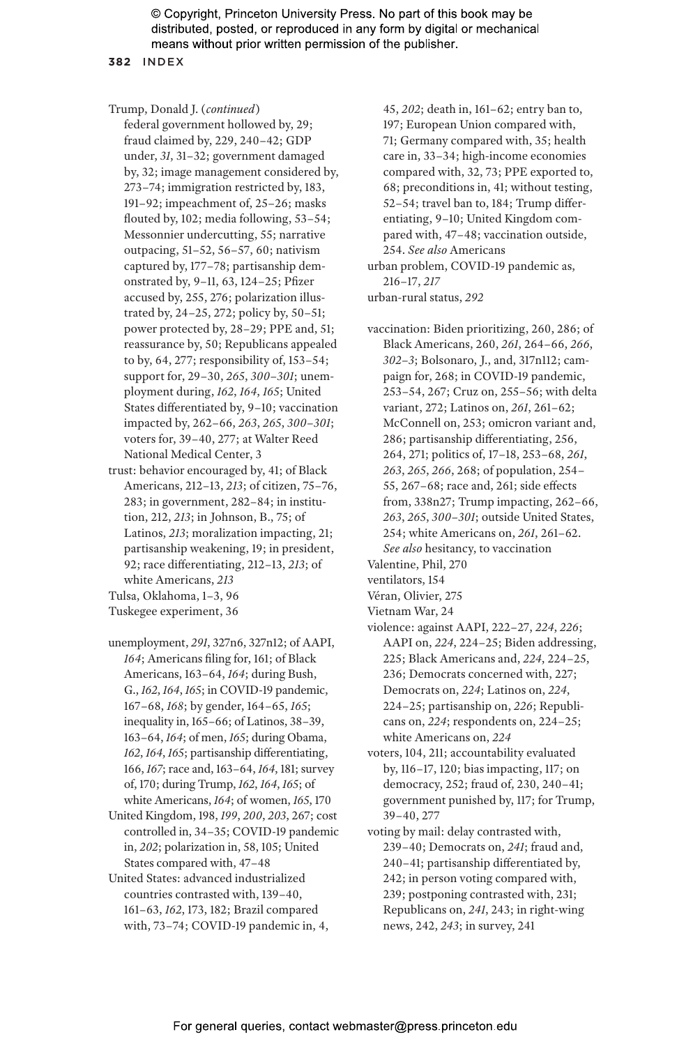Trump, Donald J. (*continued*)
federal government hollowed by, 29; fraud claimed by, 229, 240–42; GDP under, *31*, 31–32; government damaged by, 32; image management considered by, 273–74; immigration restricted by, 183, 191–92; impeachment of, 25–26; masks flouted by, 102; media following, 53–54; Messonnier undercutting, 55; narrative outpacing, 51–52, 56–57, 60; nativism captured by, 177–78; partisanship demonstrated by, 9–11, 63, 124–25; Pfizer accused by, 255, 276; polarization illustrated by, 24–25, 272; policy by, 50–51; power protected by, 28–29; PPE and, 51; reassurance by, 50; Republicans appealed to by, 64, 277; responsibility of, 153–54; support for, 29–30, *265*, *300–301*; unemployment during, *162*, *164*, *165*; United States differentiated by, 9–10; vaccination impacted by, 262–66, *263*, *265*, *300–301*; voters for, 39–40, 277; at Walter Reed National Medical Center, 3

trust: behavior encouraged by, 41; of Black Americans, 212–13, *213*; of citizen, 75–76, 283; in government, 282–84; in institution, 212, *213*; in Johnson, B., 75; of Latinos, *213*; moralization impacting, 21; partisanship weakening, 19; in president, 92; race differentiating, 212–13, *213*; of white Americans, *213*

Tulsa, Oklahoma, 1–3, 96

Tuskegee experiment, 36

unemployment, *291*, 327n6, 327n12; of AAPI, *164*; Americans filing for, 161; of Black Americans, 163–64, *164*; during Bush, G., *162*, *164*, *165*; in COVID-19 pandemic, 167–68, *168*; by gender, 164–65, *165*; inequality in, 165–66; of Latinos, 38–39, 163–64, *164*; of men, *165*; during Obama, *162*, *164*, *165*; partisanship differentiating, 166, *167*; race and, 163–64, *164*, 181; survey of, 170; during Trump, *162*, *164*, *165*; of white Americans, *164*; of women, *165*, 170

United Kingdom, 198, *199*, *200*, *203*, 267; cost controlled in, 34–35; COVID-19 pandemic in, *202*; polarization in, 58, 105; United States compared with, 47–48

United States: advanced industrialized countries contrasted with, 139–40, 161–63, *162*, 173, 182; Brazil compared with, 73–74; COVID-19 pandemic in, 4, 45, *202*; death in, 161–62; entry ban to, 197; European Union compared with, 71; Germany compared with, 35; health care in, 33–34; high-income economies compared with, 32, 73; PPE exported to, 68; preconditions in, 41; without testing, 52–54; travel ban to, 184; Trump differentiating, 9–10; United Kingdom compared with, 47–48; vaccination outside, 254. *See also* Americans

urban problem, COVID-19 pandemic as, 216–17, *217*

urban-rural status, *292*

vaccination: Biden prioritizing, 260, 286; of Black Americans, 260, *261*, 264–66, *266*, *302–3*; Bolsonaro, J., and, 317n112; campaign for, 268; in COVID-19 pandemic, 253–54, 267; Cruz on, 255–56; with delta variant, 272; Latinos on, *261*, 261–62; McConnell on, 253; omicron variant and, 286; partisanship differentiating, 256, 264, 271; politics of, 17–18, 253–68, *261*, *263*, *265*, *266*, 268; of population, 254–55, 267–68; race and, 261; side effects from, 338n27; Trump impacting, 262–66, *263*, *265*, *300–301*; outside United States, 254; white Americans on, *261*, 261–62. *See also* hesitancy, to vaccination

Valentine, Phil, 270

ventilators, 154

Véran, Olivier, 275

Vietnam War, 24

violence: against AAPI, 222–27, *224*, *226*; AAPI on, *224*, 224–25; Biden addressing, 225; Black Americans and, *224*, 224–25, 236; Democrats concerned with, 227; Democrats on, *224*; Latinos on, *224*, 224–25; partisanship on, *226*; Republicans on, *224*; respondents on, 224–25; white Americans on, *224*

voters, 104, 211; accountability evaluated by, 116–17, 120; bias impacting, 117; on democracy, 252; fraud of, 230, 240–41; government punished by, 117; for Trump, 39–40, 277

voting by mail: delay contrasted with, 239–40; Democrats on, *241*; fraud and, 240–41; partisanship differentiated by, 242; in person voting compared with, 239; postponing contrasted with, 231; Republicans on, *241*, 243; in right-wing news, 242, *243*; in survey, 241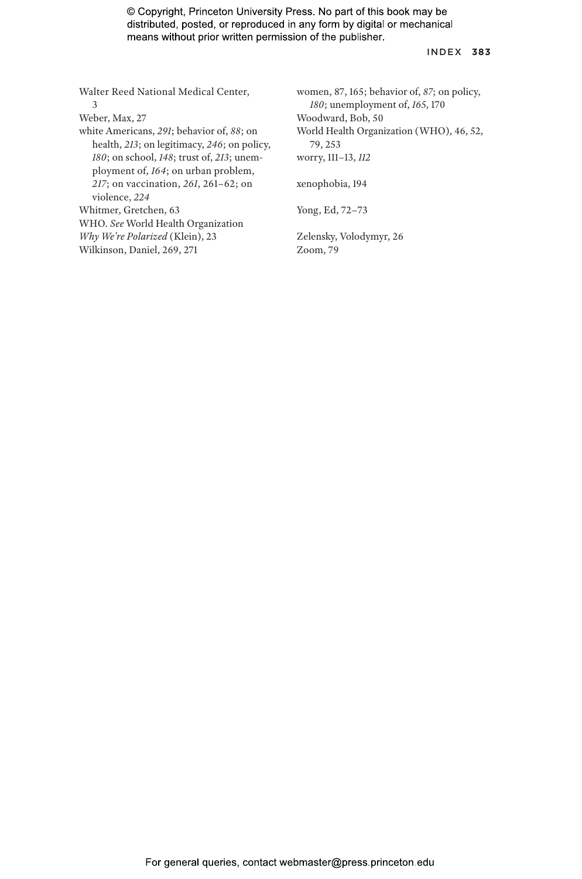Walter Reed National Medical Center, 3
Weber, Max, 27
white Americans, *291*; behavior of, *88*; on health, *213*; on legitimacy, *246*; on policy, *180*; on school, *148*; trust of, *213*; unemployment of, *164*; on urban problem, *217*; on vaccination, *261*, 261–62; on violence, *224*
Whitmer, Gretchen, 63
WHO. *See* World Health Organization
*Why We're Polarized* (Klein), 23
Wilkinson, Daniel, 269, 271
women, 87, 165; behavior of, *87*; on policy, *180*; unemployment of, *165*, 170
Woodward, Bob, 50
World Health Organization (WHO), 46, 52, 79, 253
worry, 111–13, *112*

xenophobia, 194

Yong, Ed, 72–73

Zelensky, Volodymyr, 26
Zoom, 79